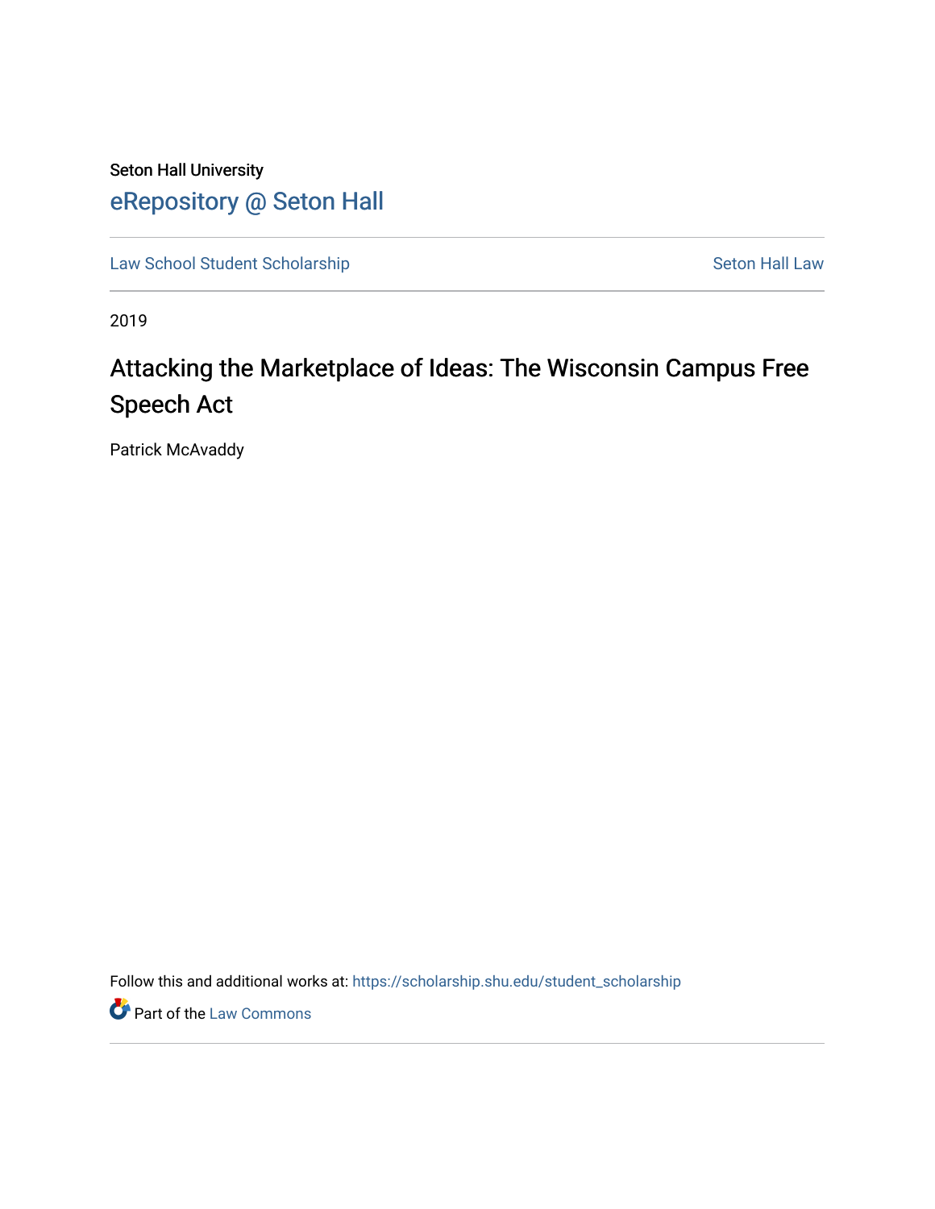Seton Hall University

# eRepository @ Seton Hall

Law School Student Scholarship | Seton Hall Law

2019

## Attacking the Marketplace of Ideas: The Wisconsin Campus Free Speech Act

Patrick McAvaddy

Follow this and additional works at: https://scholarship.shu.edu/student_scholarship

Part of the Law Commons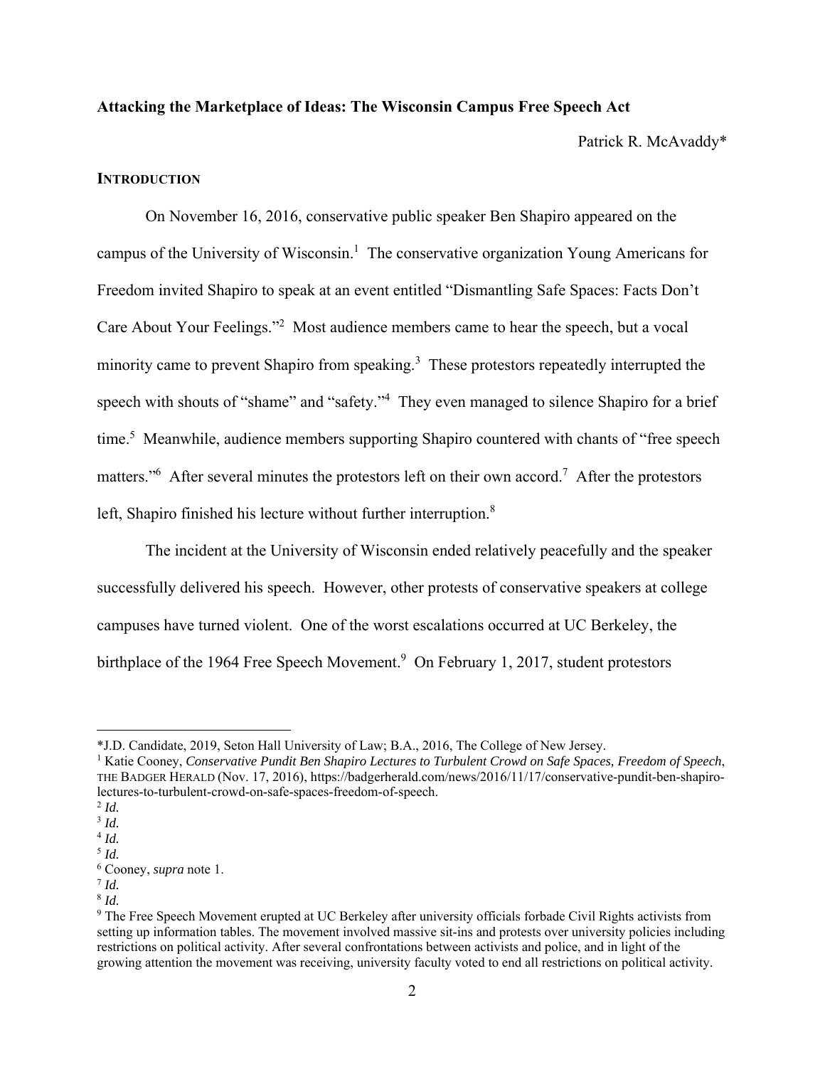**Attacking the Marketplace of Ideas: The Wisconsin Campus Free Speech Act**

Patrick R. McAvaddy*

## INTRODUCTION

On November 16, 2016, conservative public speaker Ben Shapiro appeared on the campus of the University of Wisconsin.[1] The conservative organization Young Americans for Freedom invited Shapiro to speak at an event entitled "Dismantling Safe Spaces: Facts Don't Care About Your Feelings."[2] Most audience members came to hear the speech, but a vocal minority came to prevent Shapiro from speaking.[3] These protestors repeatedly interrupted the speech with shouts of "shame" and "safety."[4] They even managed to silence Shapiro for a brief time.[5] Meanwhile, audience members supporting Shapiro countered with chants of "free speech matters."[6] After several minutes the protestors left on their own accord.[7] After the protestors left, Shapiro finished his lecture without further interruption.[8]

The incident at the University of Wisconsin ended relatively peacefully and the speaker successfully delivered his speech. However, other protests of conservative speakers at college campuses have turned violent. One of the worst escalations occurred at UC Berkeley, the birthplace of the 1964 Free Speech Movement.[9] On February 1, 2017, student protestors

---

*J.D. Candidate, 2019, Seton Hall University of Law; B.A., 2016, The College of New Jersey.

[1] Katie Cooney, *Conservative Pundit Ben Shapiro Lectures to Turbulent Crowd on Safe Spaces, Freedom of Speech*, THE BADGER HERALD (Nov. 17, 2016), https://badgerherald.com/news/2016/11/17/conservative-pundit-ben-shapiro-lectures-to-turbulent-crowd-on-safe-spaces-freedom-of-speech.

[2] *Id.*

[3] *Id.*

[4] *Id.*

[5] *Id.*

[6] Cooney, *supra* note 1.

[7] *Id.*

[8] *Id.*

[9] The Free Speech Movement erupted at UC Berkeley after university officials forbade Civil Rights activists from setting up information tables. The movement involved massive sit-ins and protests over university policies including restrictions on political activity. After several confrontations between activists and police, and in light of the growing attention the movement was receiving, university faculty voted to end all restrictions on political activity.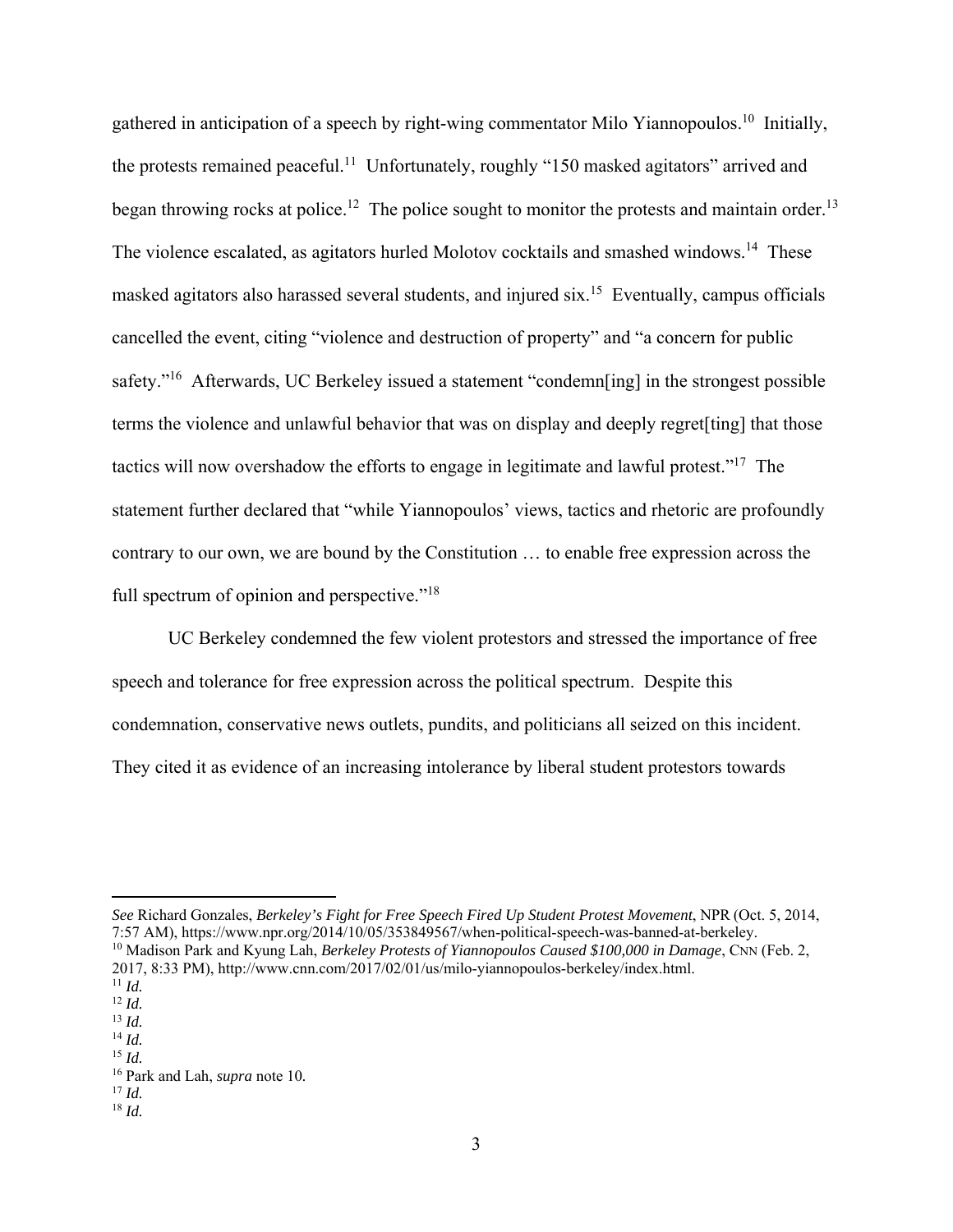gathered in anticipation of a speech by right-wing commentator Milo Yiannopoulos.[10] Initially, the protests remained peaceful.[11] Unfortunately, roughly "150 masked agitators" arrived and began throwing rocks at police.[12] The police sought to monitor the protests and maintain order.[13] The violence escalated, as agitators hurled Molotov cocktails and smashed windows.[14] These masked agitators also harassed several students, and injured six.[15] Eventually, campus officials cancelled the event, citing "violence and destruction of property" and "a concern for public safety."[16] Afterwards, UC Berkeley issued a statement "condemn[ing] in the strongest possible terms the violence and unlawful behavior that was on display and deeply regret[ting] that those tactics will now overshadow the efforts to engage in legitimate and lawful protest."[17] The statement further declared that "while Yiannopoulos' views, tactics and rhetoric are profoundly contrary to our own, we are bound by the Constitution … to enable free expression across the full spectrum of opinion and perspective."[18]

UC Berkeley condemned the few violent protestors and stressed the importance of free speech and tolerance for free expression across the political spectrum. Despite this condemnation, conservative news outlets, pundits, and politicians all seized on this incident. They cited it as evidence of an increasing intolerance by liberal student protestors towards

---

*See* Richard Gonzales, *Berkeley's Fight for Free Speech Fired Up Student Protest Movement*, NPR (Oct. 5, 2014, 7:57 AM), https://www.npr.org/2014/10/05/353849567/when-political-speech-was-banned-at-berkeley.

[10] Madison Park and Kyung Lah, *Berkeley Protests of Yiannopoulos Caused $100,000 in Damage*, CNN (Feb. 2, 2017, 8:33 PM), http://www.cnn.com/2017/02/01/us/milo-yiannopoulos-berkeley/index.html.

[11] *Id.*

[12] *Id.*

[13] *Id.*

[14] *Id.*

[15] *Id.*

[16] Park and Lah, *supra* note 10.

[17] *Id.*

[18] *Id.*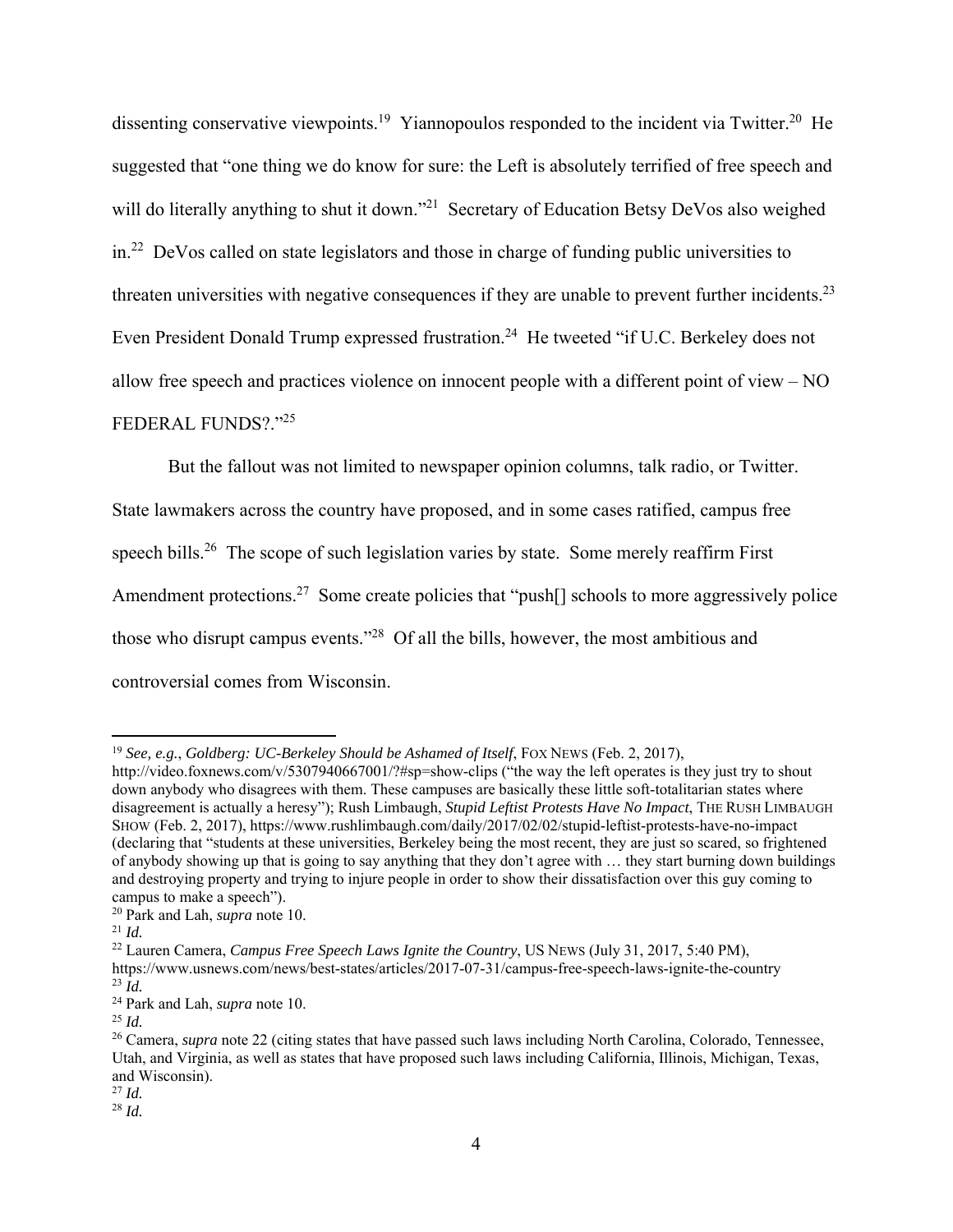dissenting conservative viewpoints.[19] Yiannopoulos responded to the incident via Twitter.[20] He suggested that "one thing we do know for sure: the Left is absolutely terrified of free speech and will do literally anything to shut it down."[21] Secretary of Education Betsy DeVos also weighed in.[22] DeVos called on state legislators and those in charge of funding public universities to threaten universities with negative consequences if they are unable to prevent further incidents.[23] Even President Donald Trump expressed frustration.[24] He tweeted "if U.C. Berkeley does not allow free speech and practices violence on innocent people with a different point of view – NO FEDERAL FUNDS?."[25]

But the fallout was not limited to newspaper opinion columns, talk radio, or Twitter. State lawmakers across the country have proposed, and in some cases ratified, campus free speech bills.[26] The scope of such legislation varies by state. Some merely reaffirm First Amendment protections.[27] Some create policies that "push[] schools to more aggressively police those who disrupt campus events."[28] Of all the bills, however, the most ambitious and controversial comes from Wisconsin.

---

[19] *See, e.g.*, *Goldberg: UC-Berkeley Should be Ashamed of Itself*, FOX NEWS (Feb. 2, 2017), http://video.foxnews.com/v/5307940667001/?#sp=show-clips ("the way the left operates is they just try to shout down anybody who disagrees with them. These campuses are basically these little soft-totalitarian states where disagreement is actually a heresy"); Rush Limbaugh, *Stupid Leftist Protests Have No Impact*, THE RUSH LIMBAUGH SHOW (Feb. 2, 2017), https://www.rushlimbaugh.com/daily/2017/02/02/stupid-leftist-protests-have-no-impact (declaring that "students at these universities, Berkeley being the most recent, they are just so scared, so frightened of anybody showing up that is going to say anything that they don't agree with … they start burning down buildings and destroying property and trying to injure people in order to show their dissatisfaction over this guy coming to campus to make a speech").

[20] Park and Lah, *supra* note 10.

[21] *Id.*

[22] Lauren Camera, *Campus Free Speech Laws Ignite the Country*, US NEWS (July 31, 2017, 5:40 PM), https://www.usnews.com/news/best-states/articles/2017-07-31/campus-free-speech-laws-ignite-the-country

[23] *Id.*

[24] Park and Lah, *supra* note 10.

[25] *Id.*

[26] Camera, *supra* note 22 (citing states that have passed such laws including North Carolina, Colorado, Tennessee, Utah, and Virginia, as well as states that have proposed such laws including California, Illinois, Michigan, Texas, and Wisconsin).

[27] *Id.*

[28] *Id.*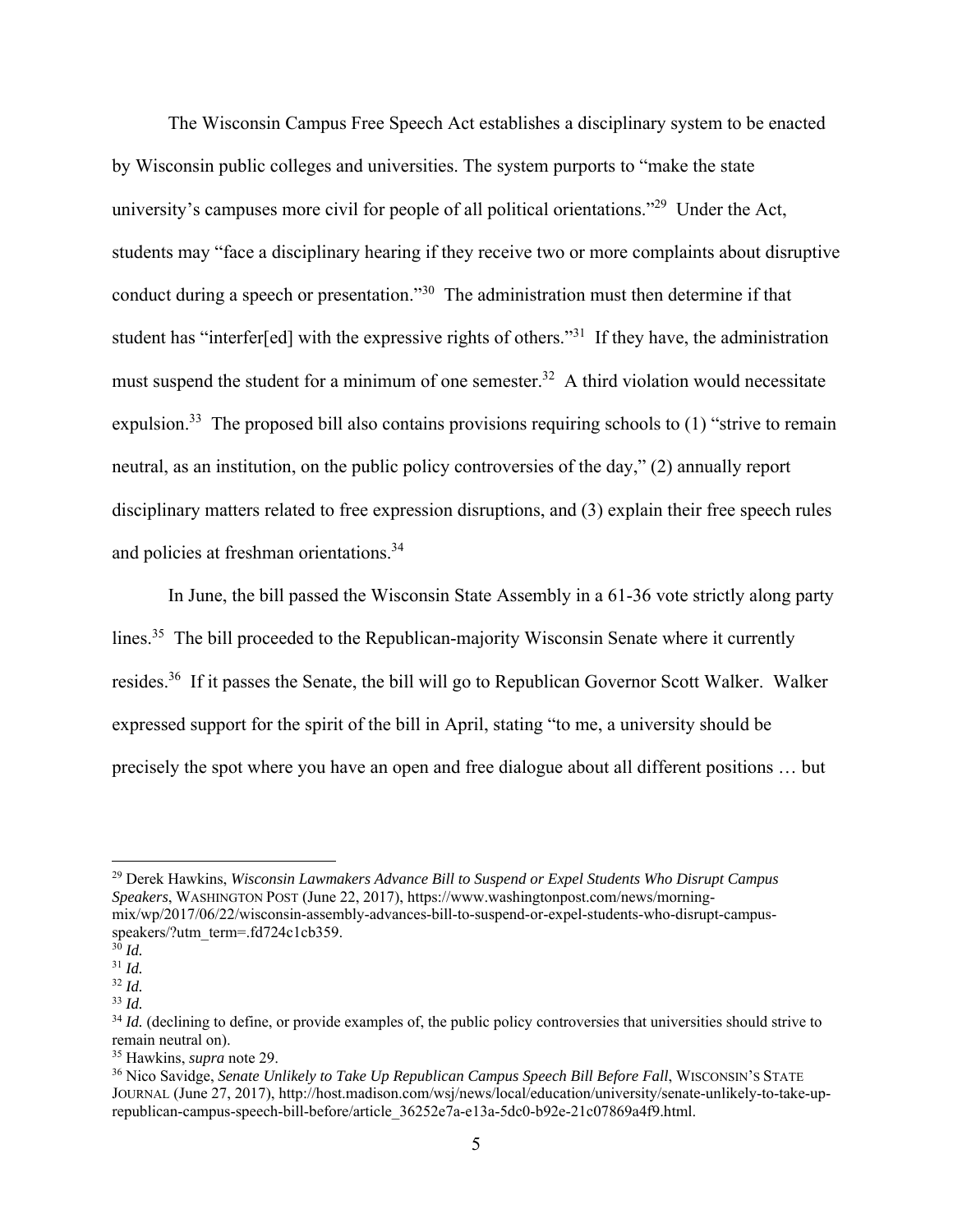The Wisconsin Campus Free Speech Act establishes a disciplinary system to be enacted by Wisconsin public colleges and universities. The system purports to "make the state university's campuses more civil for people of all political orientations."[29] Under the Act, students may "face a disciplinary hearing if they receive two or more complaints about disruptive conduct during a speech or presentation."[30] The administration must then determine if that student has "interfer[ed] with the expressive rights of others."[31] If they have, the administration must suspend the student for a minimum of one semester.[32] A third violation would necessitate expulsion.[33] The proposed bill also contains provisions requiring schools to (1) "strive to remain neutral, as an institution, on the public policy controversies of the day," (2) annually report disciplinary matters related to free expression disruptions, and (3) explain their free speech rules and policies at freshman orientations.[34]

In June, the bill passed the Wisconsin State Assembly in a 61-36 vote strictly along party lines.[35] The bill proceeded to the Republican-majority Wisconsin Senate where it currently resides.[36] If it passes the Senate, the bill will go to Republican Governor Scott Walker. Walker expressed support for the spirit of the bill in April, stating "to me, a university should be precisely the spot where you have an open and free dialogue about all different positions … but

---

[29] Derek Hawkins, *Wisconsin Lawmakers Advance Bill to Suspend or Expel Students Who Disrupt Campus Speakers*, WASHINGTON POST (June 22, 2017), https://www.washingtonpost.com/news/morning-mix/wp/2017/06/22/wisconsin-assembly-advances-bill-to-suspend-or-expel-students-who-disrupt-campus-speakers/?utm_term=.fd724c1cb359.

[30] *Id.*

[31] *Id.*

[32] *Id.*

[33] *Id.*

[34] *Id.* (declining to define, or provide examples of, the public policy controversies that universities should strive to remain neutral on).

[35] Hawkins, *supra* note 29.

[36] Nico Savidge, *Senate Unlikely to Take Up Republican Campus Speech Bill Before Fall*, WISCONSIN'S STATE JOURNAL (June 27, 2017), http://host.madison.com/wsj/news/local/education/university/senate-unlikely-to-take-up-republican-campus-speech-bill-before/article_36252e7a-e13a-5dc0-b92e-21c07869a4f9.html.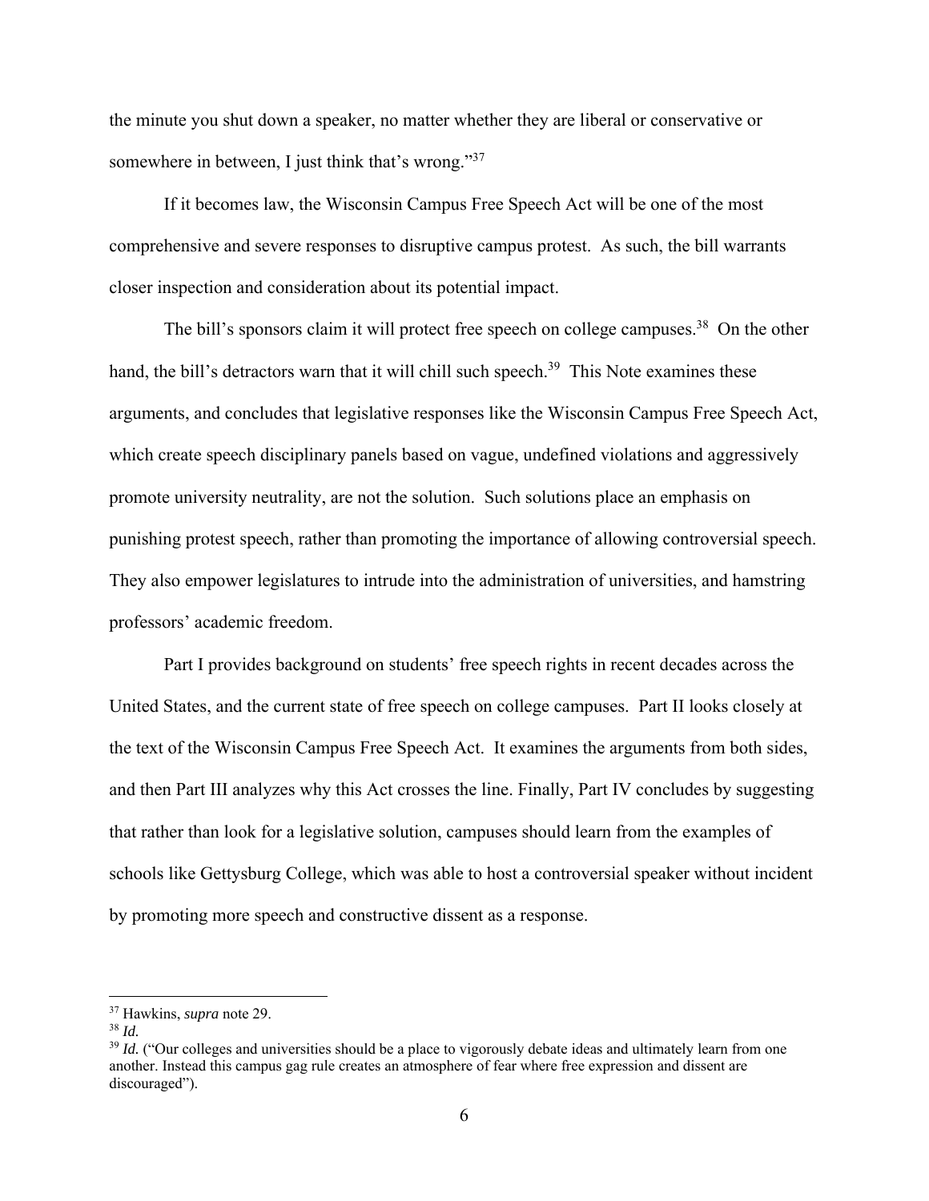the minute you shut down a speaker, no matter whether they are liberal or conservative or somewhere in between, I just think that's wrong."[37]

If it becomes law, the Wisconsin Campus Free Speech Act will be one of the most comprehensive and severe responses to disruptive campus protest. As such, the bill warrants closer inspection and consideration about its potential impact.

The bill's sponsors claim it will protect free speech on college campuses.[38] On the other hand, the bill's detractors warn that it will chill such speech.[39] This Note examines these arguments, and concludes that legislative responses like the Wisconsin Campus Free Speech Act, which create speech disciplinary panels based on vague, undefined violations and aggressively promote university neutrality, are not the solution. Such solutions place an emphasis on punishing protest speech, rather than promoting the importance of allowing controversial speech. They also empower legislatures to intrude into the administration of universities, and hamstring professors' academic freedom.

Part I provides background on students' free speech rights in recent decades across the United States, and the current state of free speech on college campuses. Part II looks closely at the text of the Wisconsin Campus Free Speech Act. It examines the arguments from both sides, and then Part III analyzes why this Act crosses the line. Finally, Part IV concludes by suggesting that rather than look for a legislative solution, campuses should learn from the examples of schools like Gettysburg College, which was able to host a controversial speaker without incident by promoting more speech and constructive dissent as a response.

---

[37] Hawkins, *supra* note 29.

[38] *Id.*

[39] *Id.* ("Our colleges and universities should be a place to vigorously debate ideas and ultimately learn from one another. Instead this campus gag rule creates an atmosphere of fear where free expression and dissent are discouraged").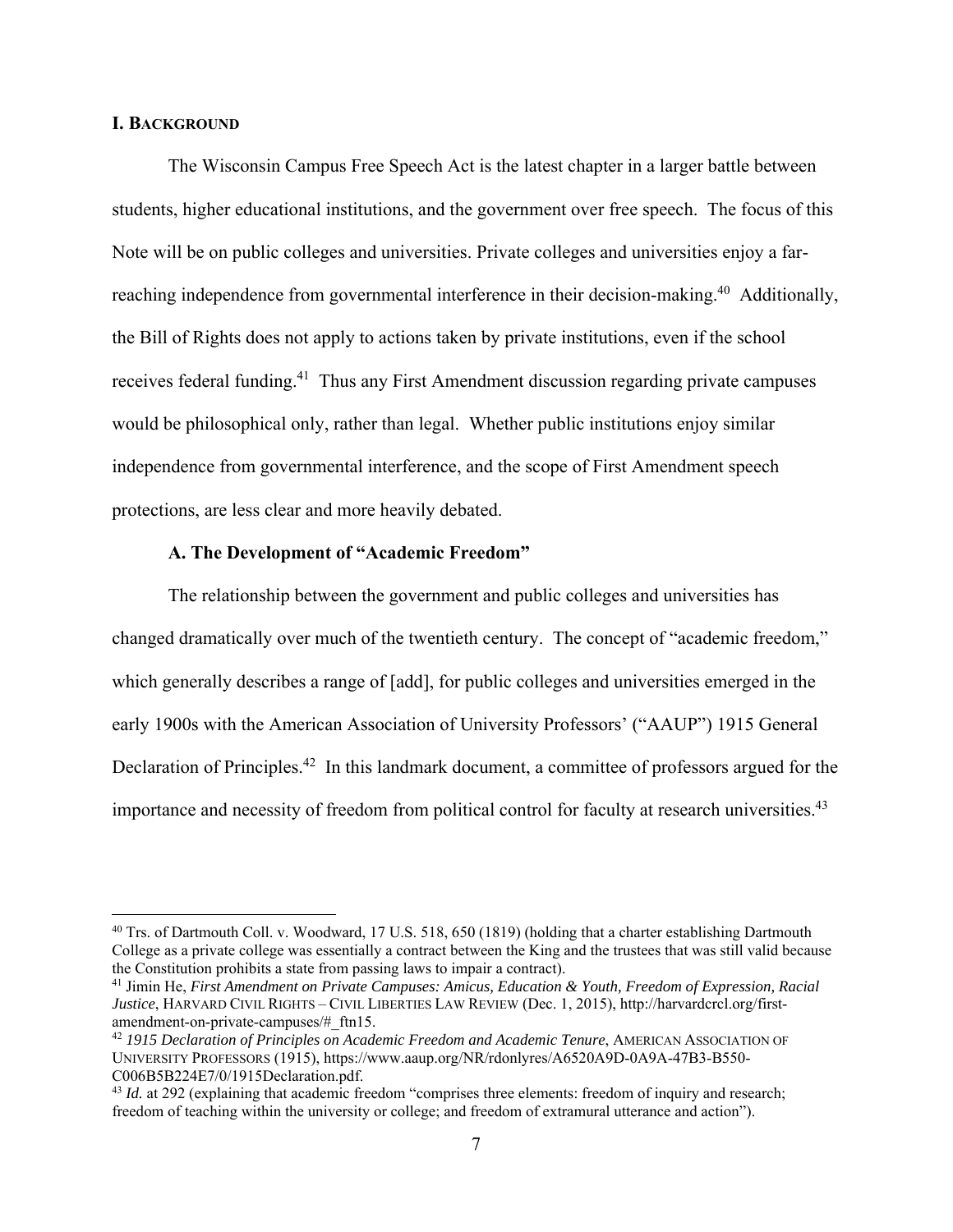## I. BACKGROUND

The Wisconsin Campus Free Speech Act is the latest chapter in a larger battle between students, higher educational institutions, and the government over free speech. The focus of this Note will be on public colleges and universities. Private colleges and universities enjoy a far-reaching independence from governmental interference in their decision-making.[40] Additionally, the Bill of Rights does not apply to actions taken by private institutions, even if the school receives federal funding.[41] Thus any First Amendment discussion regarding private campuses would be philosophical only, rather than legal. Whether public institutions enjoy similar independence from governmental interference, and the scope of First Amendment speech protections, are less clear and more heavily debated.

### A. The Development of "Academic Freedom"

The relationship between the government and public colleges and universities has changed dramatically over much of the twentieth century. The concept of "academic freedom," which generally describes a range of [add], for public colleges and universities emerged in the early 1900s with the American Association of University Professors' ("AAUP") 1915 General Declaration of Principles.[42] In this landmark document, a committee of professors argued for the importance and necessity of freedom from political control for faculty at research universities.[43]

---

[40] Trs. of Dartmouth Coll. v. Woodward, 17 U.S. 518, 650 (1819) (holding that a charter establishing Dartmouth College as a private college was essentially a contract between the King and the trustees that was still valid because the Constitution prohibits a state from passing laws to impair a contract).

[41] Jimin He, *First Amendment on Private Campuses: Amicus, Education & Youth, Freedom of Expression, Racial Justice*, HARVARD CIVIL RIGHTS – CIVIL LIBERTIES LAW REVIEW (Dec. 1, 2015), http://harvardcrcl.org/first-amendment-on-private-campuses/#_ftn15.

[42] *1915 Declaration of Principles on Academic Freedom and Academic Tenure*, AMERICAN ASSOCIATION OF UNIVERSITY PROFESSORS (1915), https://www.aaup.org/NR/rdonlyres/A6520A9D-0A9A-47B3-B550-C006B5B224E7/0/1915Declaration.pdf.

[43] *Id.* at 292 (explaining that academic freedom "comprises three elements: freedom of inquiry and research; freedom of teaching within the university or college; and freedom of extramural utterance and action").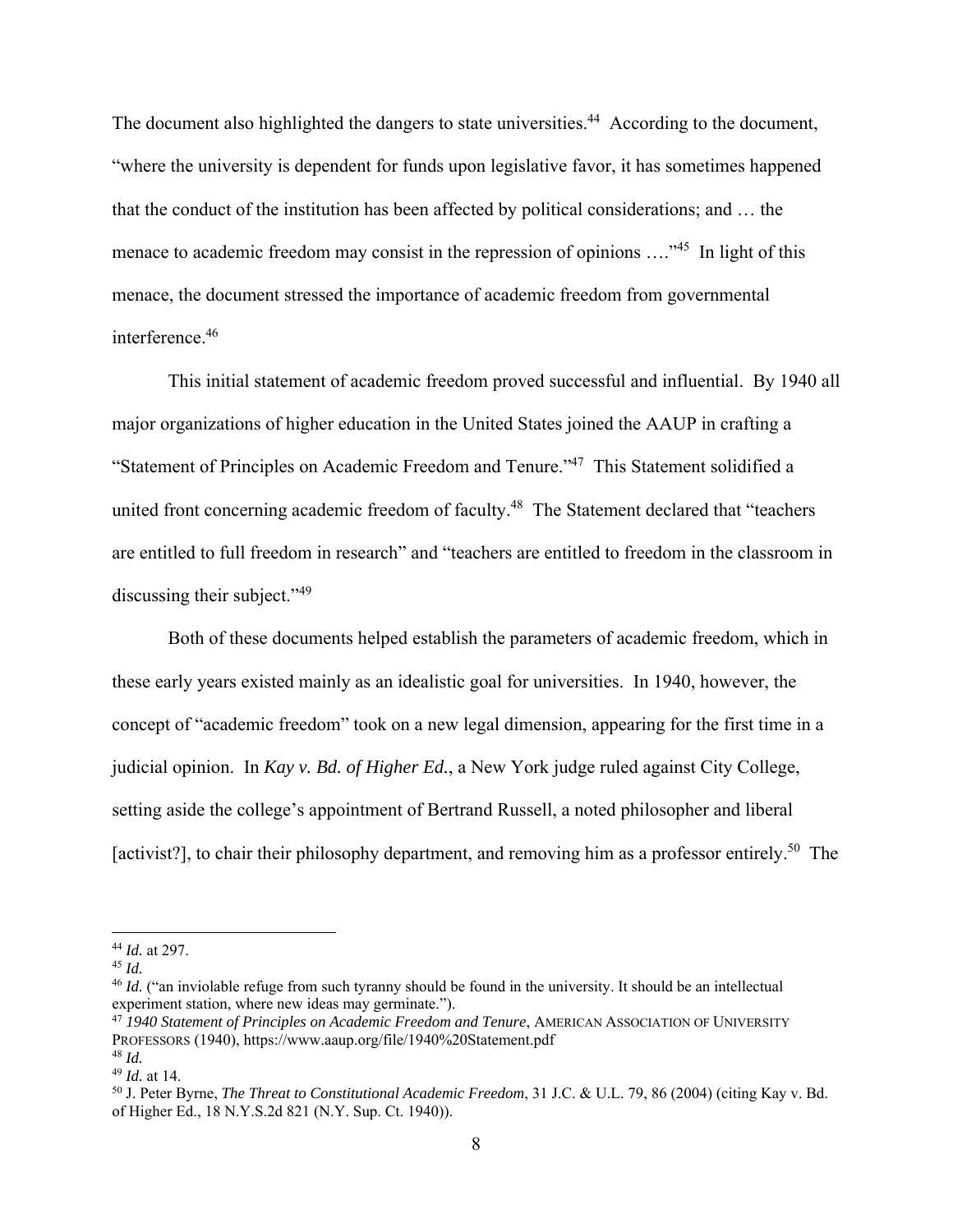The document also highlighted the dangers to state universities.[44] According to the document, "where the university is dependent for funds upon legislative favor, it has sometimes happened that the conduct of the institution has been affected by political considerations; and … the menace to academic freedom may consist in the repression of opinions …."[45] In light of this menace, the document stressed the importance of academic freedom from governmental interference.[46]

This initial statement of academic freedom proved successful and influential. By 1940 all major organizations of higher education in the United States joined the AAUP in crafting a "Statement of Principles on Academic Freedom and Tenure."[47] This Statement solidified a united front concerning academic freedom of faculty.[48] The Statement declared that "teachers are entitled to full freedom in research" and "teachers are entitled to freedom in the classroom in discussing their subject."[49]

Both of these documents helped establish the parameters of academic freedom, which in these early years existed mainly as an idealistic goal for universities. In 1940, however, the concept of "academic freedom" took on a new legal dimension, appearing for the first time in a judicial opinion. In *Kay v. Bd. of Higher Ed.*, a New York judge ruled against City College, setting aside the college's appointment of Bertrand Russell, a noted philosopher and liberal [activist?], to chair their philosophy department, and removing him as a professor entirely.[50] The

---

[44] *Id.* at 297.
[45] *Id.*
[46] *Id.* ("an inviolable refuge from such tyranny should be found in the university. It should be an intellectual experiment station, where new ideas may germinate.").
[47] *1940 Statement of Principles on Academic Freedom and Tenure*, AMERICAN ASSOCIATION OF UNIVERSITY PROFESSORS (1940), https://www.aaup.org/file/1940%20Statement.pdf
[48] *Id.*
[49] *Id.* at 14.
[50] J. Peter Byrne, *The Threat to Constitutional Academic Freedom*, 31 J.C. & U.L. 79, 86 (2004) (citing Kay v. Bd. of Higher Ed., 18 N.Y.S.2d 821 (N.Y. Sup. Ct. 1940)).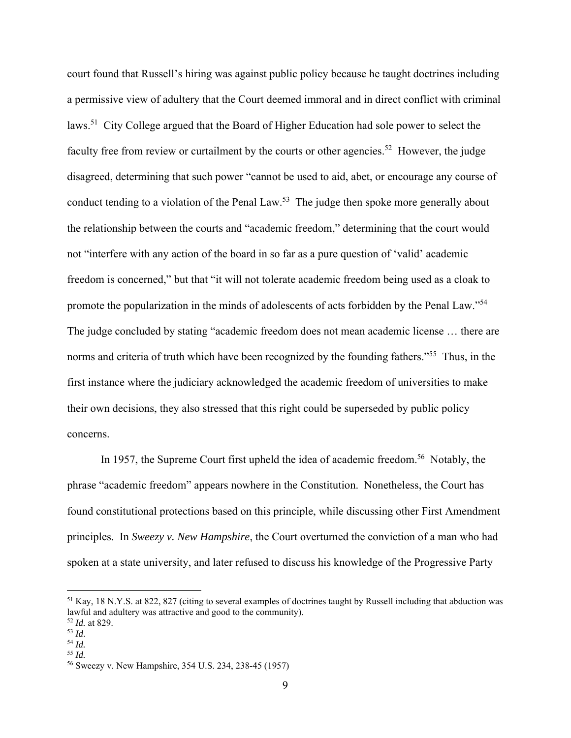court found that Russell's hiring was against public policy because he taught doctrines including a permissive view of adultery that the Court deemed immoral and in direct conflict with criminal laws.[51] City College argued that the Board of Higher Education had sole power to select the faculty free from review or curtailment by the courts or other agencies.[52] However, the judge disagreed, determining that such power "cannot be used to aid, abet, or encourage any course of conduct tending to a violation of the Penal Law.[53] The judge then spoke more generally about the relationship between the courts and "academic freedom," determining that the court would not "interfere with any action of the board in so far as a pure question of 'valid' academic freedom is concerned," but that "it will not tolerate academic freedom being used as a cloak to promote the popularization in the minds of adolescents of acts forbidden by the Penal Law."[54] The judge concluded by stating "academic freedom does not mean academic license … there are norms and criteria of truth which have been recognized by the founding fathers."[55] Thus, in the first instance where the judiciary acknowledged the academic freedom of universities to make their own decisions, they also stressed that this right could be superseded by public policy concerns.

In 1957, the Supreme Court first upheld the idea of academic freedom.[56] Notably, the phrase "academic freedom" appears nowhere in the Constitution. Nonetheless, the Court has found constitutional protections based on this principle, while discussing other First Amendment principles. In *Sweezy v. New Hampshire*, the Court overturned the conviction of a man who had spoken at a state university, and later refused to discuss his knowledge of the Progressive Party

---

[51] Kay, 18 N.Y.S. at 822, 827 (citing to several examples of doctrines taught by Russell including that abduction was lawful and adultery was attractive and good to the community).

[52] *Id.* at 829.

[53] *Id*.

[54] *Id.*

[55] *Id.*

[56] Sweezy v. New Hampshire, 354 U.S. 234, 238-45 (1957)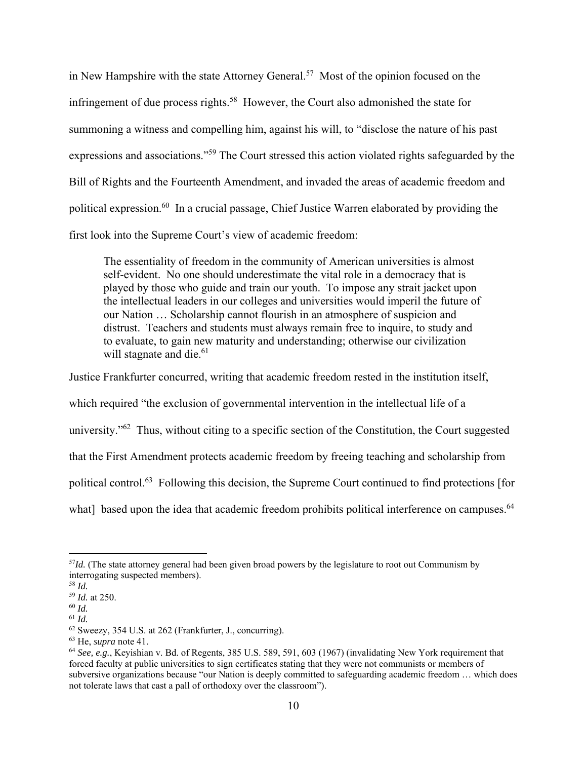in New Hampshire with the state Attorney General.[57] Most of the opinion focused on the infringement of due process rights.[58] However, the Court also admonished the state for summoning a witness and compelling him, against his will, to "disclose the nature of his past expressions and associations."[59] The Court stressed this action violated rights safeguarded by the Bill of Rights and the Fourteenth Amendment, and invaded the areas of academic freedom and political expression.[60] In a crucial passage, Chief Justice Warren elaborated by providing the first look into the Supreme Court's view of academic freedom:

> The essentiality of freedom in the community of American universities is almost self-evident. No one should underestimate the vital role in a democracy that is played by those who guide and train our youth. To impose any strait jacket upon the intellectual leaders in our colleges and universities would imperil the future of our Nation … Scholarship cannot flourish in an atmosphere of suspicion and distrust. Teachers and students must always remain free to inquire, to study and to evaluate, to gain new maturity and understanding; otherwise our civilization will stagnate and die.[61]

Justice Frankfurter concurred, writing that academic freedom rested in the institution itself, which required "the exclusion of governmental intervention in the intellectual life of a university."[62] Thus, without citing to a specific section of the Constitution, the Court suggested that the First Amendment protects academic freedom by freeing teaching and scholarship from political control.[63] Following this decision, the Supreme Court continued to find protections [for what] based upon the idea that academic freedom prohibits political interference on campuses.[64]

---

[57] *Id.* (The state attorney general had been given broad powers by the legislature to root out Communism by interrogating suspected members).

[58] *Id.*

[59] *Id.* at 250.

[60] *Id.*

[61] *Id.*

[62] Sweezy, 354 U.S. at 262 (Frankfurter, J., concurring).

[63] He, *supra* note 41.

[64] *See, e.g.*, Keyishian v. Bd. of Regents, 385 U.S. 589, 591, 603 (1967) (invalidating New York requirement that forced faculty at public universities to sign certificates stating that they were not communists or members of subversive organizations because "our Nation is deeply committed to safeguarding academic freedom … which does not tolerate laws that cast a pall of orthodoxy over the classroom").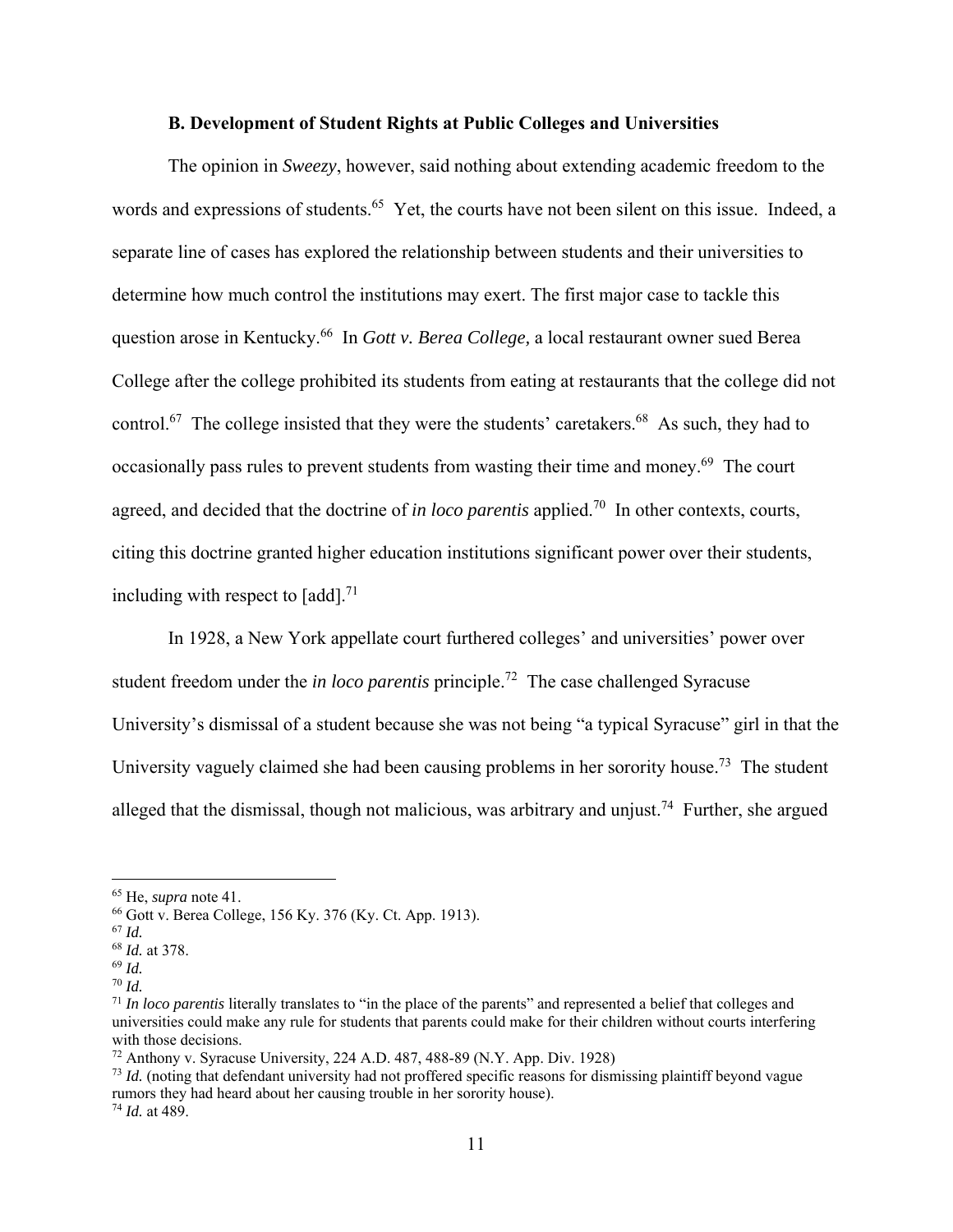### B. Development of Student Rights at Public Colleges and Universities

The opinion in *Sweezy*, however, said nothing about extending academic freedom to the words and expressions of students.[65] Yet, the courts have not been silent on this issue. Indeed, a separate line of cases has explored the relationship between students and their universities to determine how much control the institutions may exert. The first major case to tackle this question arose in Kentucky.[66] In *Gott v. Berea College,* a local restaurant owner sued Berea College after the college prohibited its students from eating at restaurants that the college did not control.[67] The college insisted that they were the students' caretakers.[68] As such, they had to occasionally pass rules to prevent students from wasting their time and money.[69] The court agreed, and decided that the doctrine of *in loco parentis* applied.[70] In other contexts, courts, citing this doctrine granted higher education institutions significant power over their students, including with respect to [add].[71]

In 1928, a New York appellate court furthered colleges' and universities' power over student freedom under the *in loco parentis* principle.[72] The case challenged Syracuse University's dismissal of a student because she was not being "a typical Syracuse" girl in that the University vaguely claimed she had been causing problems in her sorority house.[73] The student alleged that the dismissal, though not malicious, was arbitrary and unjust.[74] Further, she argued

---

[65] He, *supra* note 41.

[66] Gott v. Berea College, 156 Ky. 376 (Ky. Ct. App. 1913).

[67] *Id.*

[68] *Id.* at 378.

[69] *Id.*

[70] *Id.*

[71] *In loco parentis* literally translates to "in the place of the parents" and represented a belief that colleges and universities could make any rule for students that parents could make for their children without courts interfering with those decisions.

[72] Anthony v. Syracuse University, 224 A.D. 487, 488-89 (N.Y. App. Div. 1928)

[73] *Id.* (noting that defendant university had not proffered specific reasons for dismissing plaintiff beyond vague rumors they had heard about her causing trouble in her sorority house).

[74] *Id.* at 489.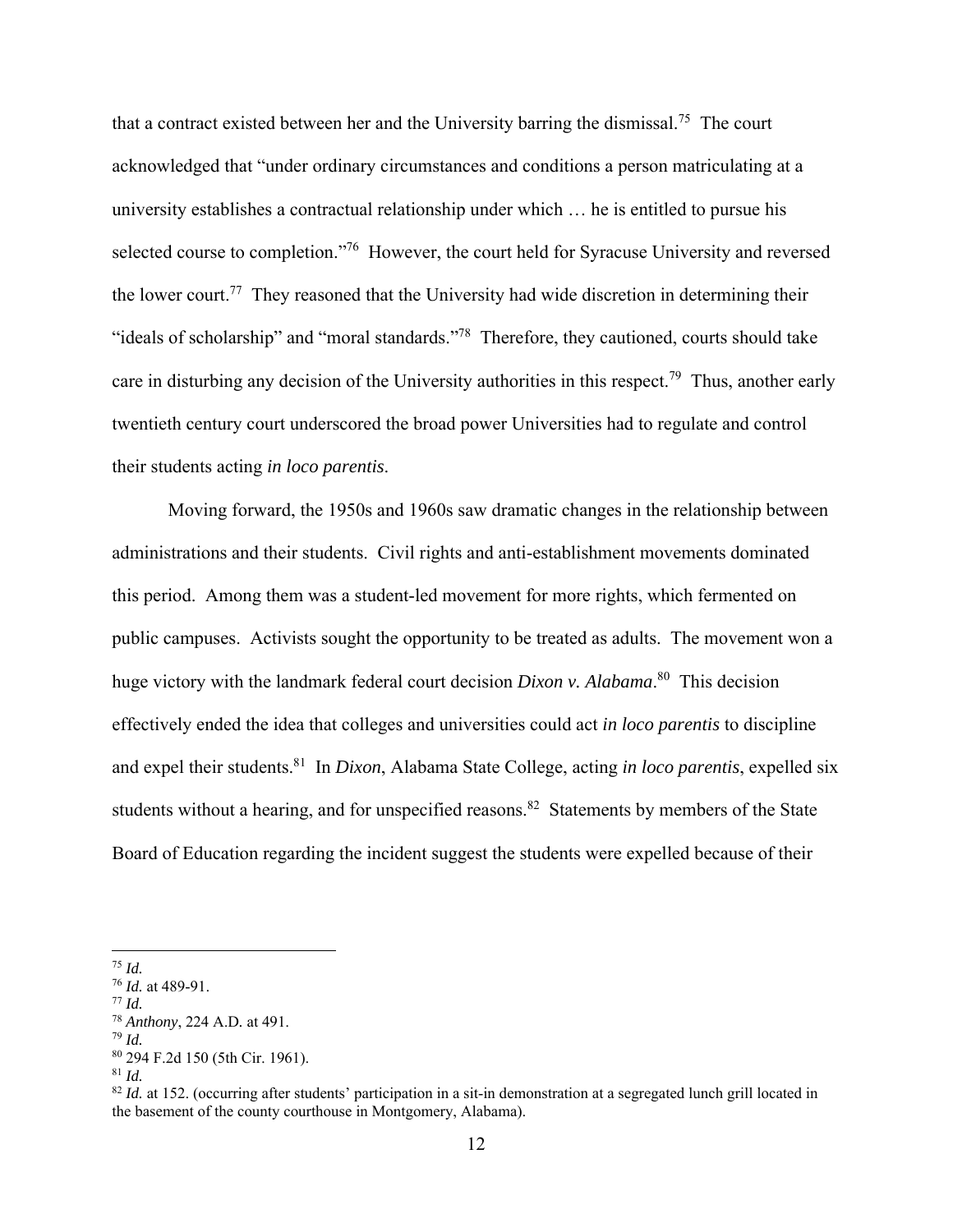that a contract existed between her and the University barring the dismissal.[75] The court acknowledged that "under ordinary circumstances and conditions a person matriculating at a university establishes a contractual relationship under which … he is entitled to pursue his selected course to completion."[76] However, the court held for Syracuse University and reversed the lower court.[77] They reasoned that the University had wide discretion in determining their "ideals of scholarship" and "moral standards."[78] Therefore, they cautioned, courts should take care in disturbing any decision of the University authorities in this respect.[79] Thus, another early twentieth century court underscored the broad power Universities had to regulate and control their students acting *in loco parentis*.

Moving forward, the 1950s and 1960s saw dramatic changes in the relationship between administrations and their students. Civil rights and anti-establishment movements dominated this period. Among them was a student-led movement for more rights, which fermented on public campuses. Activists sought the opportunity to be treated as adults. The movement won a huge victory with the landmark federal court decision *Dixon v. Alabama*.[80] This decision effectively ended the idea that colleges and universities could act *in loco parentis* to discipline and expel their students.[81] In *Dixon*, Alabama State College, acting *in loco parentis*, expelled six students without a hearing, and for unspecified reasons.[82] Statements by members of the State Board of Education regarding the incident suggest the students were expelled because of their

---

[75] *Id.*
[76] *Id.* at 489-91.
[77] *Id.*
[78] *Anthony*, 224 A.D. at 491.
[79] *Id.*
[80] 294 F.2d 150 (5th Cir. 1961).
[81] *Id.*
[82] *Id.* at 152. (occurring after students' participation in a sit-in demonstration at a segregated lunch grill located in the basement of the county courthouse in Montgomery, Alabama).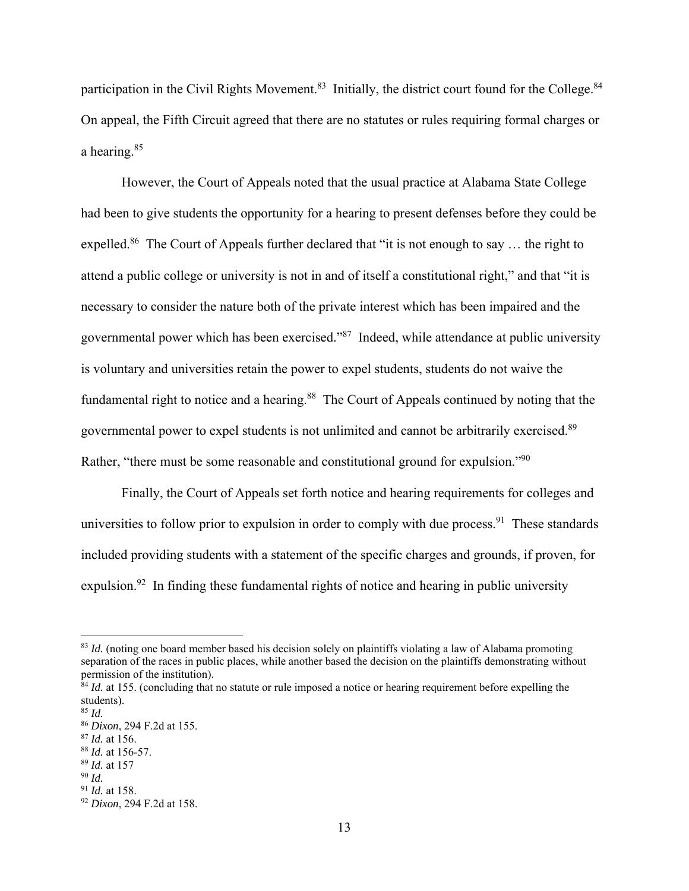participation in the Civil Rights Movement.[83] Initially, the district court found for the College.[84] On appeal, the Fifth Circuit agreed that there are no statutes or rules requiring formal charges or a hearing.[85]

However, the Court of Appeals noted that the usual practice at Alabama State College had been to give students the opportunity for a hearing to present defenses before they could be expelled.[86] The Court of Appeals further declared that "it is not enough to say … the right to attend a public college or university is not in and of itself a constitutional right," and that "it is necessary to consider the nature both of the private interest which has been impaired and the governmental power which has been exercised."[87] Indeed, while attendance at public university is voluntary and universities retain the power to expel students, students do not waive the fundamental right to notice and a hearing.[88] The Court of Appeals continued by noting that the governmental power to expel students is not unlimited and cannot be arbitrarily exercised.[89] Rather, "there must be some reasonable and constitutional ground for expulsion."[90]

Finally, the Court of Appeals set forth notice and hearing requirements for colleges and universities to follow prior to expulsion in order to comply with due process.[91] These standards included providing students with a statement of the specific charges and grounds, if proven, for expulsion.[92] In finding these fundamental rights of notice and hearing in public university

---

[83] *Id.* (noting one board member based his decision solely on plaintiffs violating a law of Alabama promoting separation of the races in public places, while another based the decision on the plaintiffs demonstrating without permission of the institution).

[84] *Id.* at 155. (concluding that no statute or rule imposed a notice or hearing requirement before expelling the students).

[85] *Id.*

[86] *Dixon*, 294 F.2d at 155.

[87] *Id.* at 156.

[88] *Id.* at 156-57.

[89] *Id.* at 157

[90] *Id.*

[91] *Id.* at 158.

[92] *Dixon*, 294 F.2d at 158.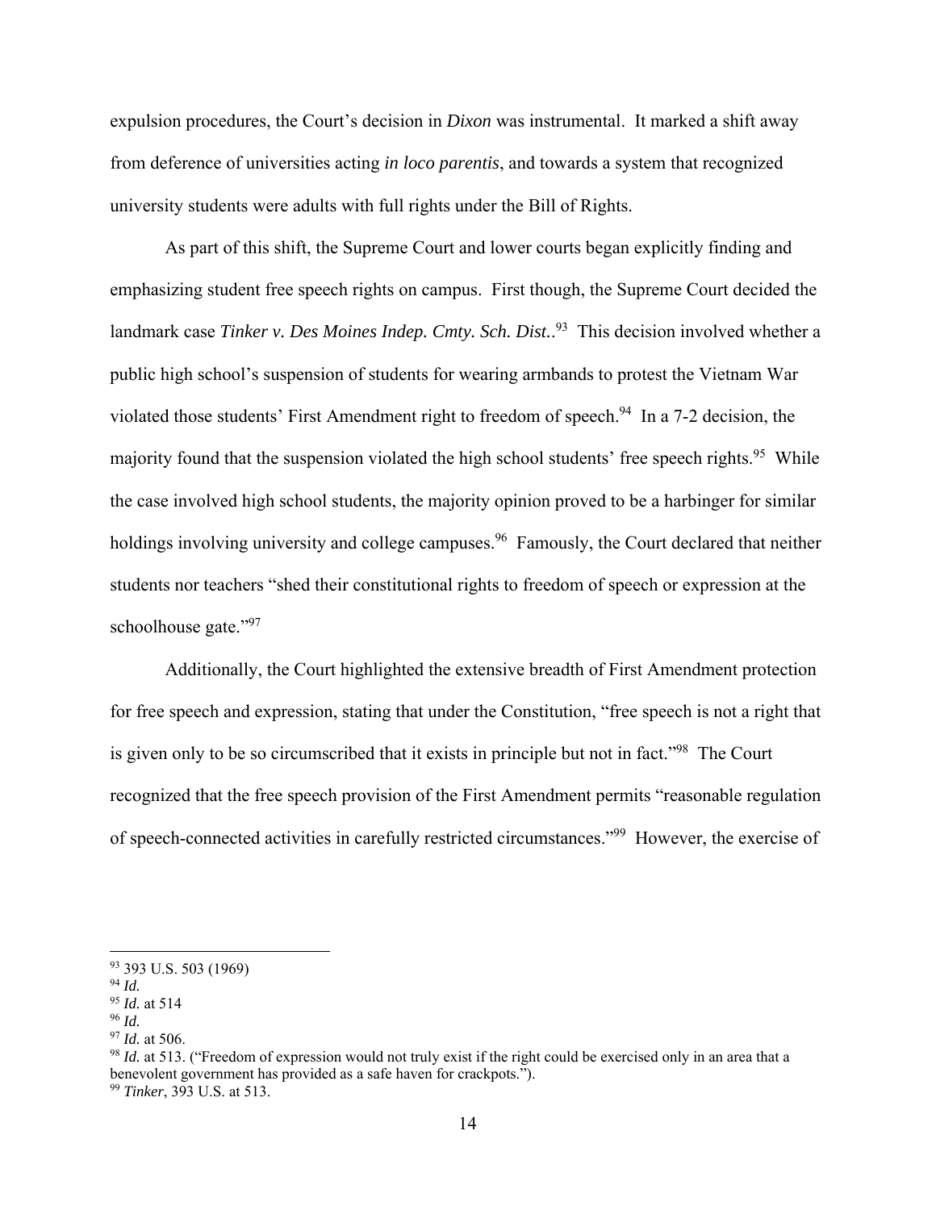expulsion procedures, the Court's decision in *Dixon* was instrumental. It marked a shift away from deference of universities acting *in loco parentis*, and towards a system that recognized university students were adults with full rights under the Bill of Rights.

As part of this shift, the Supreme Court and lower courts began explicitly finding and emphasizing student free speech rights on campus. First though, the Supreme Court decided the landmark case *Tinker v. Des Moines Indep. Cmty. Sch. Dist.*.[93] This decision involved whether a public high school's suspension of students for wearing armbands to protest the Vietnam War violated those students' First Amendment right to freedom of speech.[94] In a 7-2 decision, the majority found that the suspension violated the high school students' free speech rights.[95] While the case involved high school students, the majority opinion proved to be a harbinger for similar holdings involving university and college campuses.[96] Famously, the Court declared that neither students nor teachers "shed their constitutional rights to freedom of speech or expression at the schoolhouse gate."[97]

Additionally, the Court highlighted the extensive breadth of First Amendment protection for free speech and expression, stating that under the Constitution, "free speech is not a right that is given only to be so circumscribed that it exists in principle but not in fact."[98] The Court recognized that the free speech provision of the First Amendment permits "reasonable regulation of speech-connected activities in carefully restricted circumstances."[99] However, the exercise of

---

[93] 393 U.S. 503 (1969)
[94] *Id.*
[95] *Id.* at 514
[96] *Id.*
[97] *Id.* at 506.
[98] *Id.* at 513. ("Freedom of expression would not truly exist if the right could be exercised only in an area that a benevolent government has provided as a safe haven for crackpots.").
[99] *Tinker*, 393 U.S. at 513.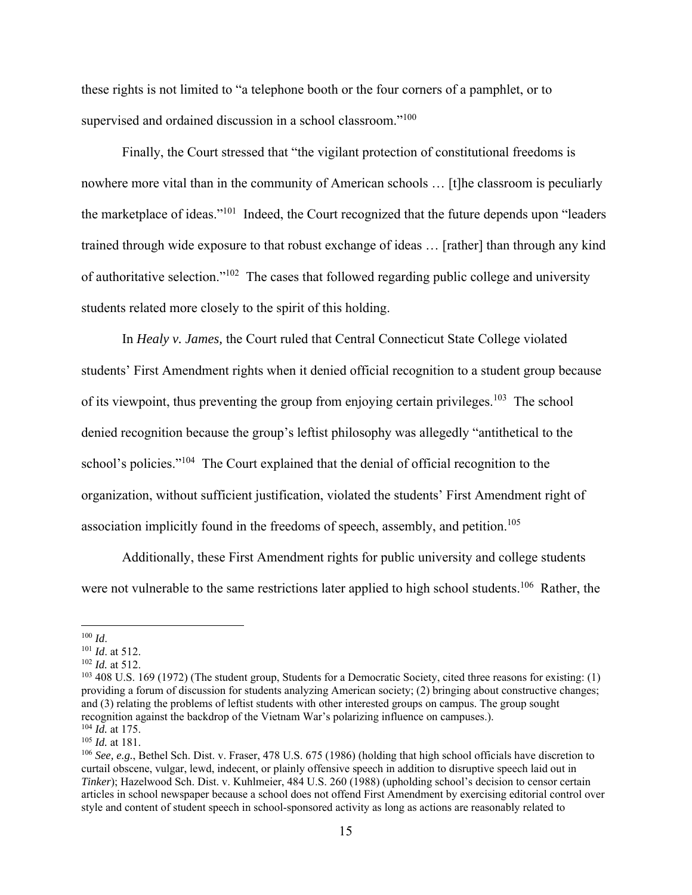these rights is not limited to "a telephone booth or the four corners of a pamphlet, or to supervised and ordained discussion in a school classroom."[100]

Finally, the Court stressed that "the vigilant protection of constitutional freedoms is nowhere more vital than in the community of American schools … [t]he classroom is peculiarly the marketplace of ideas."[101] Indeed, the Court recognized that the future depends upon "leaders trained through wide exposure to that robust exchange of ideas … [rather] than through any kind of authoritative selection."[102] The cases that followed regarding public college and university students related more closely to the spirit of this holding.

In *Healy v. James,* the Court ruled that Central Connecticut State College violated students' First Amendment rights when it denied official recognition to a student group because of its viewpoint, thus preventing the group from enjoying certain privileges.[103] The school denied recognition because the group's leftist philosophy was allegedly "antithetical to the school's policies."[104] The Court explained that the denial of official recognition to the organization, without sufficient justification, violated the students' First Amendment right of association implicitly found in the freedoms of speech, assembly, and petition.[105]

Additionally, these First Amendment rights for public university and college students were not vulnerable to the same restrictions later applied to high school students.[106] Rather, the

---

[100] *Id*.

[101] *Id*. at 512.

[102] *Id.* at 512.

[103] 408 U.S. 169 (1972) (The student group, Students for a Democratic Society, cited three reasons for existing: (1) providing a forum of discussion for students analyzing American society; (2) bringing about constructive changes; and (3) relating the problems of leftist students with other interested groups on campus. The group sought recognition against the backdrop of the Vietnam War's polarizing influence on campuses.).

[104] *Id.* at 175.

[105] *Id.* at 181.

[106] *See, e.g.*, Bethel Sch. Dist. v. Fraser, 478 U.S. 675 (1986) (holding that high school officials have discretion to curtail obscene, vulgar, lewd, indecent, or plainly offensive speech in addition to disruptive speech laid out in *Tinker*); Hazelwood Sch. Dist. v. Kuhlmeier, 484 U.S. 260 (1988) (upholding school's decision to censor certain articles in school newspaper because a school does not offend First Amendment by exercising editorial control over style and content of student speech in school-sponsored activity as long as actions are reasonably related to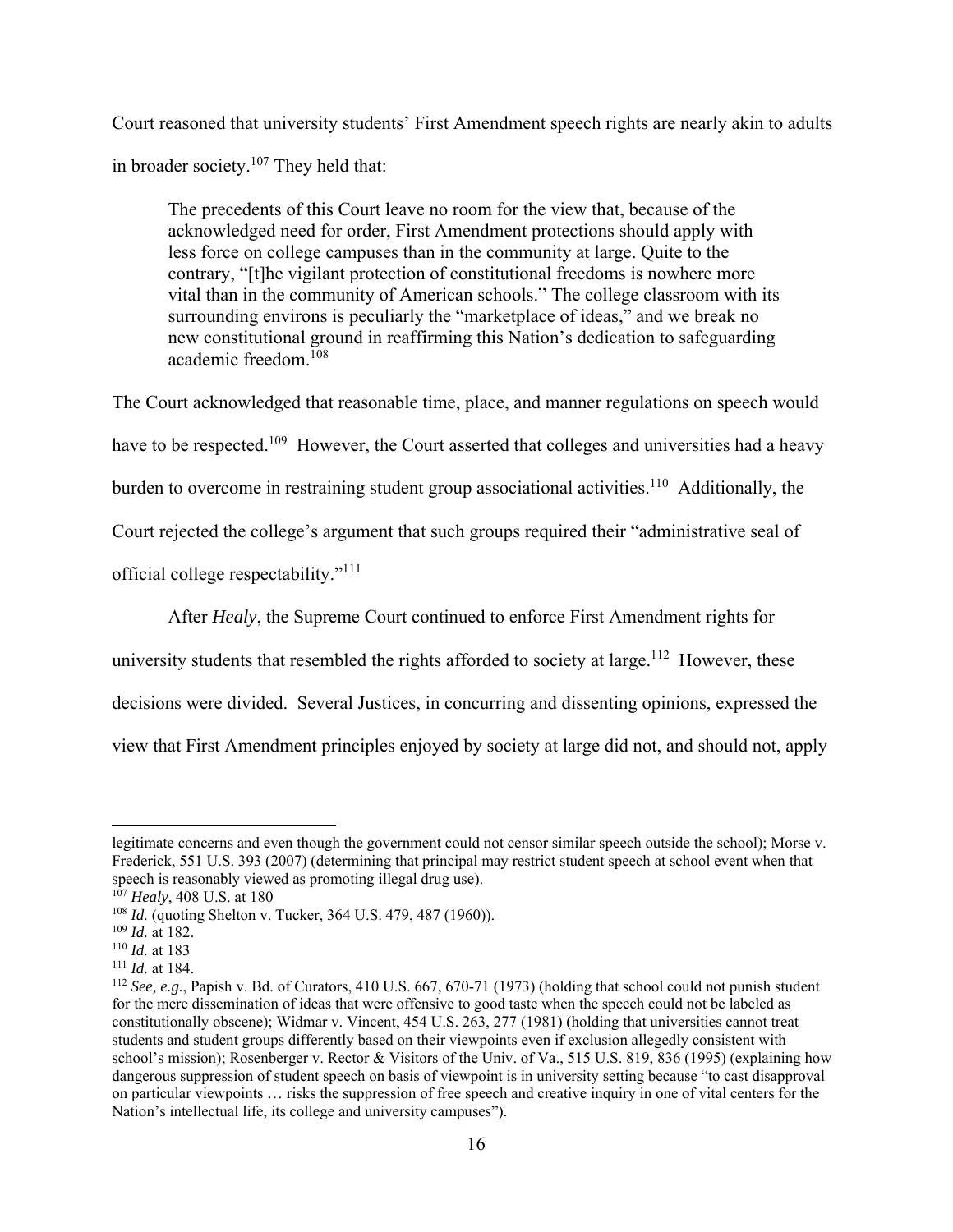Court reasoned that university students' First Amendment speech rights are nearly akin to adults in broader society.[107] They held that:

> The precedents of this Court leave no room for the view that, because of the acknowledged need for order, First Amendment protections should apply with less force on college campuses than in the community at large. Quite to the contrary, "[t]he vigilant protection of constitutional freedoms is nowhere more vital than in the community of American schools." The college classroom with its surrounding environs is peculiarly the "marketplace of ideas," and we break no new constitutional ground in reaffirming this Nation's dedication to safeguarding academic freedom.[108]

The Court acknowledged that reasonable time, place, and manner regulations on speech would have to be respected.[109] However, the Court asserted that colleges and universities had a heavy burden to overcome in restraining student group associational activities.[110] Additionally, the Court rejected the college's argument that such groups required their "administrative seal of official college respectability."[111]

After *Healy*, the Supreme Court continued to enforce First Amendment rights for university students that resembled the rights afforded to society at large.[112] However, these decisions were divided. Several Justices, in concurring and dissenting opinions, expressed the view that First Amendment principles enjoyed by society at large did not, and should not, apply

---

legitimate concerns and even though the government could not censor similar speech outside the school); Morse v. Frederick, 551 U.S. 393 (2007) (determining that principal may restrict student speech at school event when that speech is reasonably viewed as promoting illegal drug use).

[107] *Healy*, 408 U.S. at 180

[108] *Id.* (quoting Shelton v. Tucker, 364 U.S. 479, 487 (1960)).

[109] *Id.* at 182.

[110] *Id.* at 183

[111] *Id.* at 184.

[112] *See, e.g.*, Papish v. Bd. of Curators, 410 U.S. 667, 670-71 (1973) (holding that school could not punish student for the mere dissemination of ideas that were offensive to good taste when the speech could not be labeled as constitutionally obscene); Widmar v. Vincent, 454 U.S. 263, 277 (1981) (holding that universities cannot treat students and student groups differently based on their viewpoints even if exclusion allegedly consistent with school's mission); Rosenberger v. Rector & Visitors of the Univ. of Va., 515 U.S. 819, 836 (1995) (explaining how dangerous suppression of student speech on basis of viewpoint is in university setting because "to cast disapproval on particular viewpoints … risks the suppression of free speech and creative inquiry in one of vital centers for the Nation's intellectual life, its college and university campuses").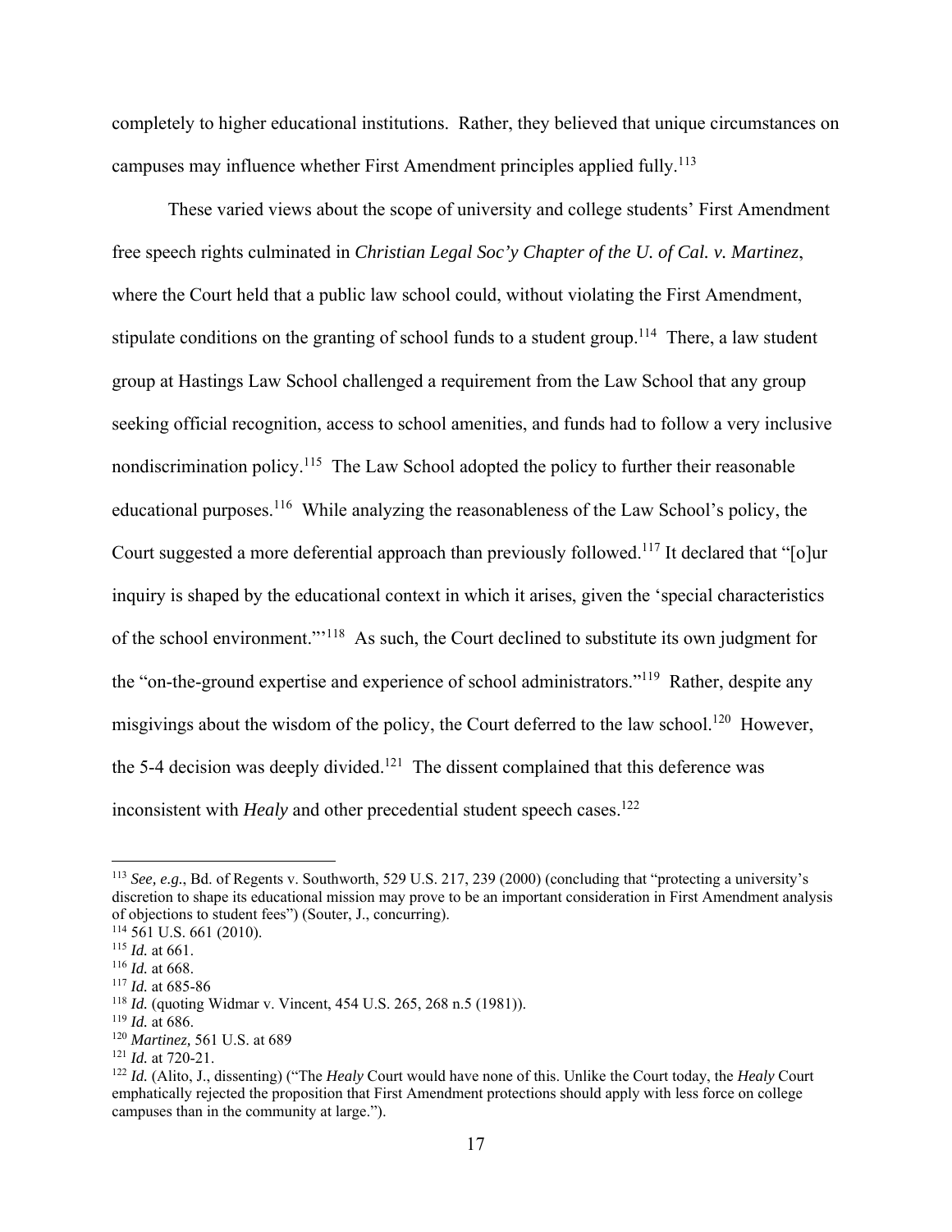completely to higher educational institutions. Rather, they believed that unique circumstances on campuses may influence whether First Amendment principles applied fully.[113]

These varied views about the scope of university and college students' First Amendment free speech rights culminated in *Christian Legal Soc'y Chapter of the U. of Cal. v. Martinez*, where the Court held that a public law school could, without violating the First Amendment, stipulate conditions on the granting of school funds to a student group.[114] There, a law student group at Hastings Law School challenged a requirement from the Law School that any group seeking official recognition, access to school amenities, and funds had to follow a very inclusive nondiscrimination policy.[115] The Law School adopted the policy to further their reasonable educational purposes.[116] While analyzing the reasonableness of the Law School's policy, the Court suggested a more deferential approach than previously followed.[117] It declared that "[o]ur inquiry is shaped by the educational context in which it arises, given the 'special characteristics of the school environment.'"[118] As such, the Court declined to substitute its own judgment for the "on-the-ground expertise and experience of school administrators."[119] Rather, despite any misgivings about the wisdom of the policy, the Court deferred to the law school.[120] However, the 5-4 decision was deeply divided.[121] The dissent complained that this deference was inconsistent with *Healy* and other precedential student speech cases.[122]

---

[113] *See, e.g.*, Bd. of Regents v. Southworth, 529 U.S. 217, 239 (2000) (concluding that "protecting a university's discretion to shape its educational mission may prove to be an important consideration in First Amendment analysis of objections to student fees") (Souter, J., concurring).

[114] 561 U.S. 661 (2010).

[115] *Id.* at 661.

[116] *Id.* at 668.

[117] *Id.* at 685-86

[118] *Id.* (quoting Widmar v. Vincent, 454 U.S. 265, 268 n.5 (1981)).

[119] *Id.* at 686.

[120] *Martinez,* 561 U.S. at 689

[121] *Id.* at 720-21.

[122] *Id.* (Alito, J., dissenting) ("The *Healy* Court would have none of this. Unlike the Court today, the *Healy* Court emphatically rejected the proposition that First Amendment protections should apply with less force on college campuses than in the community at large.").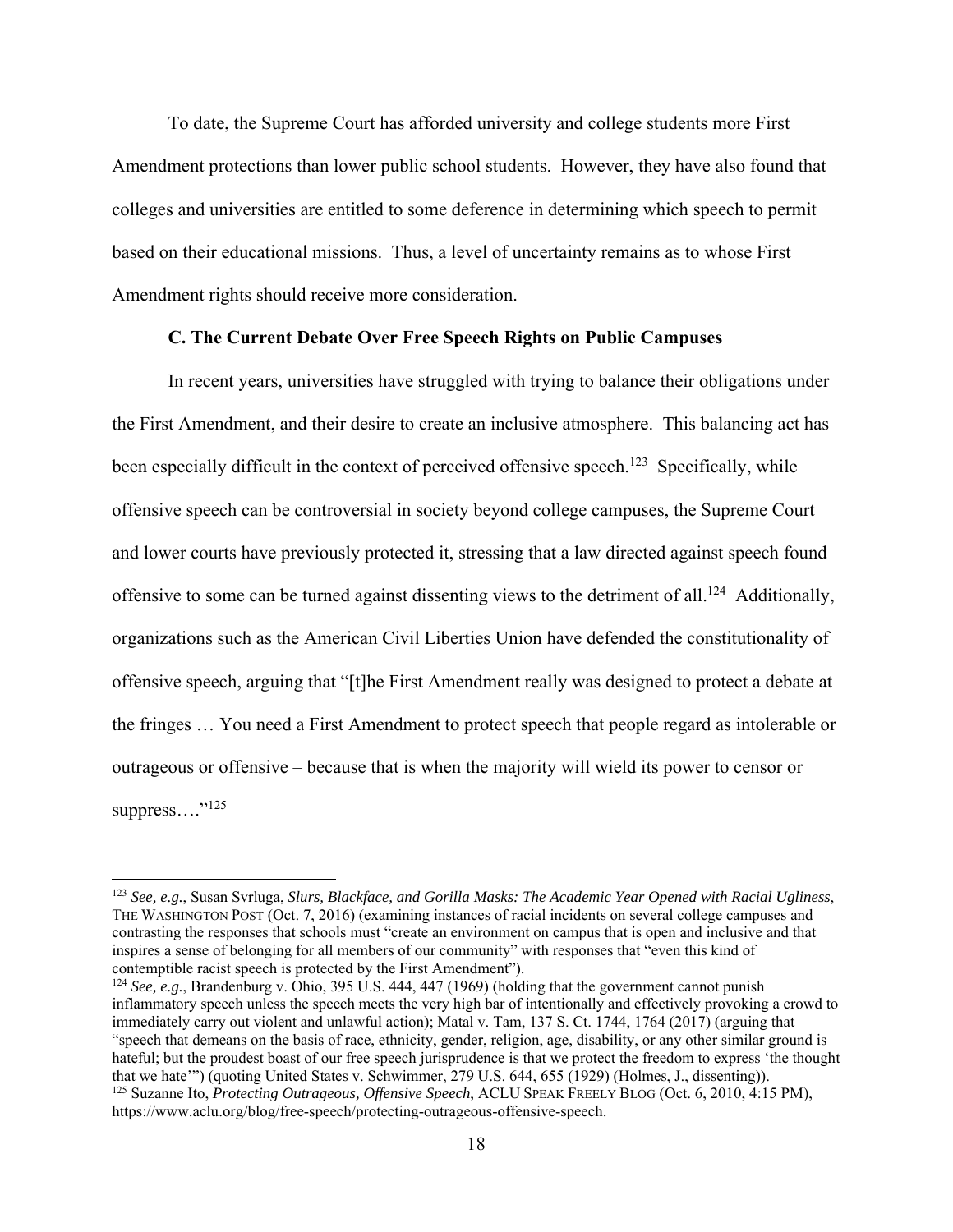To date, the Supreme Court has afforded university and college students more First Amendment protections than lower public school students. However, they have also found that colleges and universities are entitled to some deference in determining which speech to permit based on their educational missions. Thus, a level of uncertainty remains as to whose First Amendment rights should receive more consideration.

### C. The Current Debate Over Free Speech Rights on Public Campuses

In recent years, universities have struggled with trying to balance their obligations under the First Amendment, and their desire to create an inclusive atmosphere. This balancing act has been especially difficult in the context of perceived offensive speech.[123] Specifically, while offensive speech can be controversial in society beyond college campuses, the Supreme Court and lower courts have previously protected it, stressing that a law directed against speech found offensive to some can be turned against dissenting views to the detriment of all.[124] Additionally, organizations such as the American Civil Liberties Union have defended the constitutionality of offensive speech, arguing that "[t]he First Amendment really was designed to protect a debate at the fringes … You need a First Amendment to protect speech that people regard as intolerable or outrageous or offensive – because that is when the majority will wield its power to censor or suppress…."[125]

---

[123] *See, e.g.*, Susan Svrluga, *Slurs, Blackface, and Gorilla Masks: The Academic Year Opened with Racial Ugliness*, THE WASHINGTON POST (Oct. 7, 2016) (examining instances of racial incidents on several college campuses and contrasting the responses that schools must "create an environment on campus that is open and inclusive and that inspires a sense of belonging for all members of our community" with responses that "even this kind of contemptible racist speech is protected by the First Amendment").

[124] *See, e.g.*, Brandenburg v. Ohio, 395 U.S. 444, 447 (1969) (holding that the government cannot punish inflammatory speech unless the speech meets the very high bar of intentionally and effectively provoking a crowd to immediately carry out violent and unlawful action); Matal v. Tam, 137 S. Ct. 1744, 1764 (2017) (arguing that "speech that demeans on the basis of race, ethnicity, gender, religion, age, disability, or any other similar ground is hateful; but the proudest boast of our free speech jurisprudence is that we protect the freedom to express 'the thought that we hate'") (quoting United States v. Schwimmer, 279 U.S. 644, 655 (1929) (Holmes, J., dissenting)).

[125] Suzanne Ito, *Protecting Outrageous, Offensive Speech*, ACLU SPEAK FREELY BLOG (Oct. 6, 2010, 4:15 PM), https://www.aclu.org/blog/free-speech/protecting-outrageous-offensive-speech.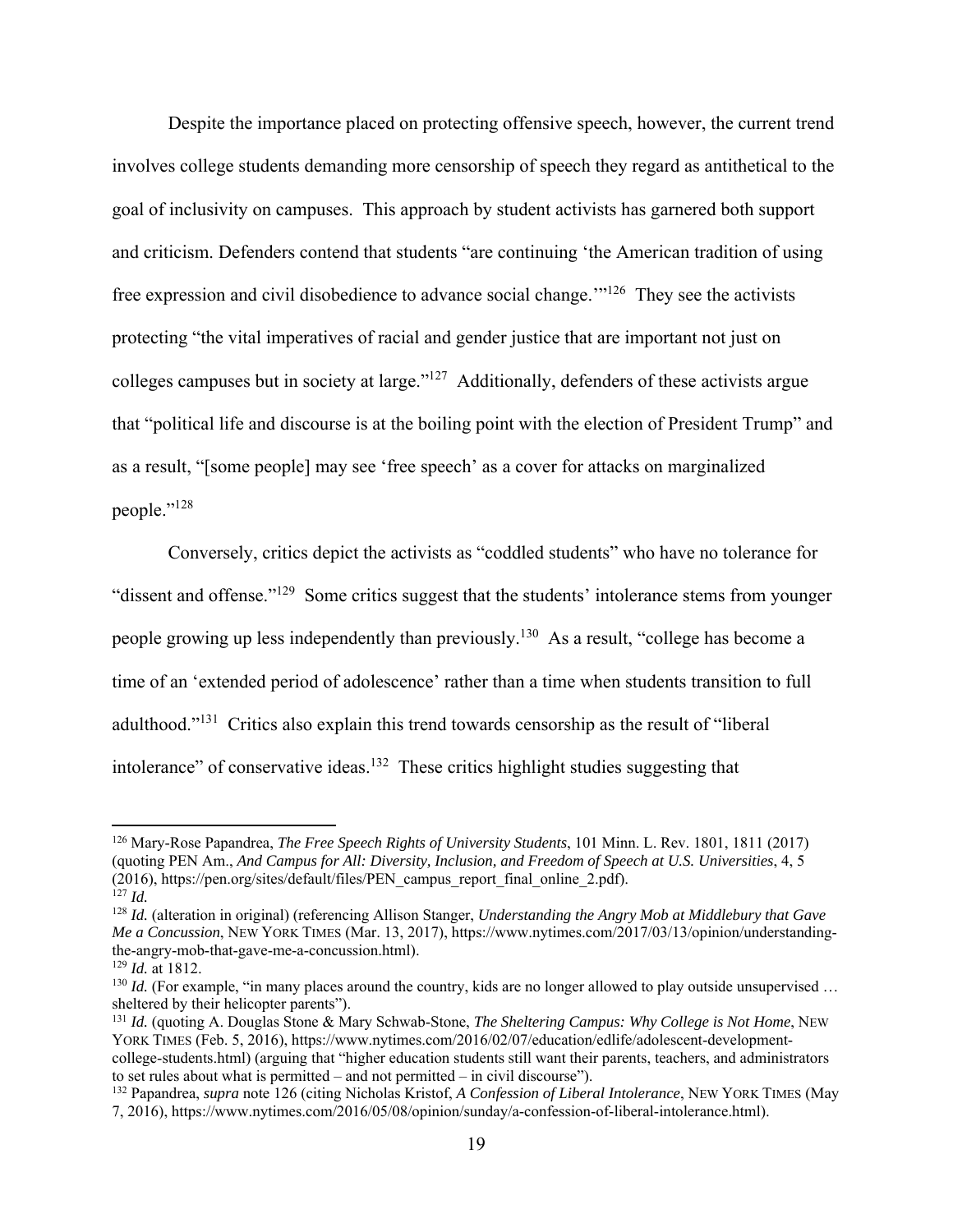Despite the importance placed on protecting offensive speech, however, the current trend involves college students demanding more censorship of speech they regard as antithetical to the goal of inclusivity on campuses. This approach by student activists has garnered both support and criticism. Defenders contend that students "are continuing 'the American tradition of using free expression and civil disobedience to advance social change.'"[126] They see the activists protecting "the vital imperatives of racial and gender justice that are important not just on colleges campuses but in society at large."[127] Additionally, defenders of these activists argue that "political life and discourse is at the boiling point with the election of President Trump" and as a result, "[some people] may see 'free speech' as a cover for attacks on marginalized people."[128]

Conversely, critics depict the activists as "coddled students" who have no tolerance for "dissent and offense."[129] Some critics suggest that the students' intolerance stems from younger people growing up less independently than previously.[130] As a result, "college has become a time of an 'extended period of adolescence' rather than a time when students transition to full adulthood."[131] Critics also explain this trend towards censorship as the result of "liberal intolerance" of conservative ideas.[132] These critics highlight studies suggesting that

---

[126] Mary-Rose Papandrea, *The Free Speech Rights of University Students*, 101 Minn. L. Rev. 1801, 1811 (2017) (quoting PEN Am., *And Campus for All: Diversity, Inclusion, and Freedom of Speech at U.S. Universities*, 4, 5 (2016), https://pen.org/sites/default/files/PEN_campus_report_final_online_2.pdf).

[127] *Id.*

[128] *Id.* (alteration in original) (referencing Allison Stanger, *Understanding the Angry Mob at Middlebury that Gave Me a Concussion*, NEW YORK TIMES (Mar. 13, 2017), https://www.nytimes.com/2017/03/13/opinion/understanding-the-angry-mob-that-gave-me-a-concussion.html).

[129] *Id.* at 1812.

[130] *Id.* (For example, "in many places around the country, kids are no longer allowed to play outside unsupervised … sheltered by their helicopter parents").

[131] *Id.* (quoting A. Douglas Stone & Mary Schwab-Stone, *The Sheltering Campus: Why College is Not Home*, NEW YORK TIMES (Feb. 5, 2016), https://www.nytimes.com/2016/02/07/education/edlife/adolescent-development-college-students.html) (arguing that "higher education students still want their parents, teachers, and administrators to set rules about what is permitted – and not permitted – in civil discourse").

[132] Papandrea, *supra* note 126 (citing Nicholas Kristof, *A Confession of Liberal Intolerance*, NEW YORK TIMES (May 7, 2016), https://www.nytimes.com/2016/05/08/opinion/sunday/a-confession-of-liberal-intolerance.html).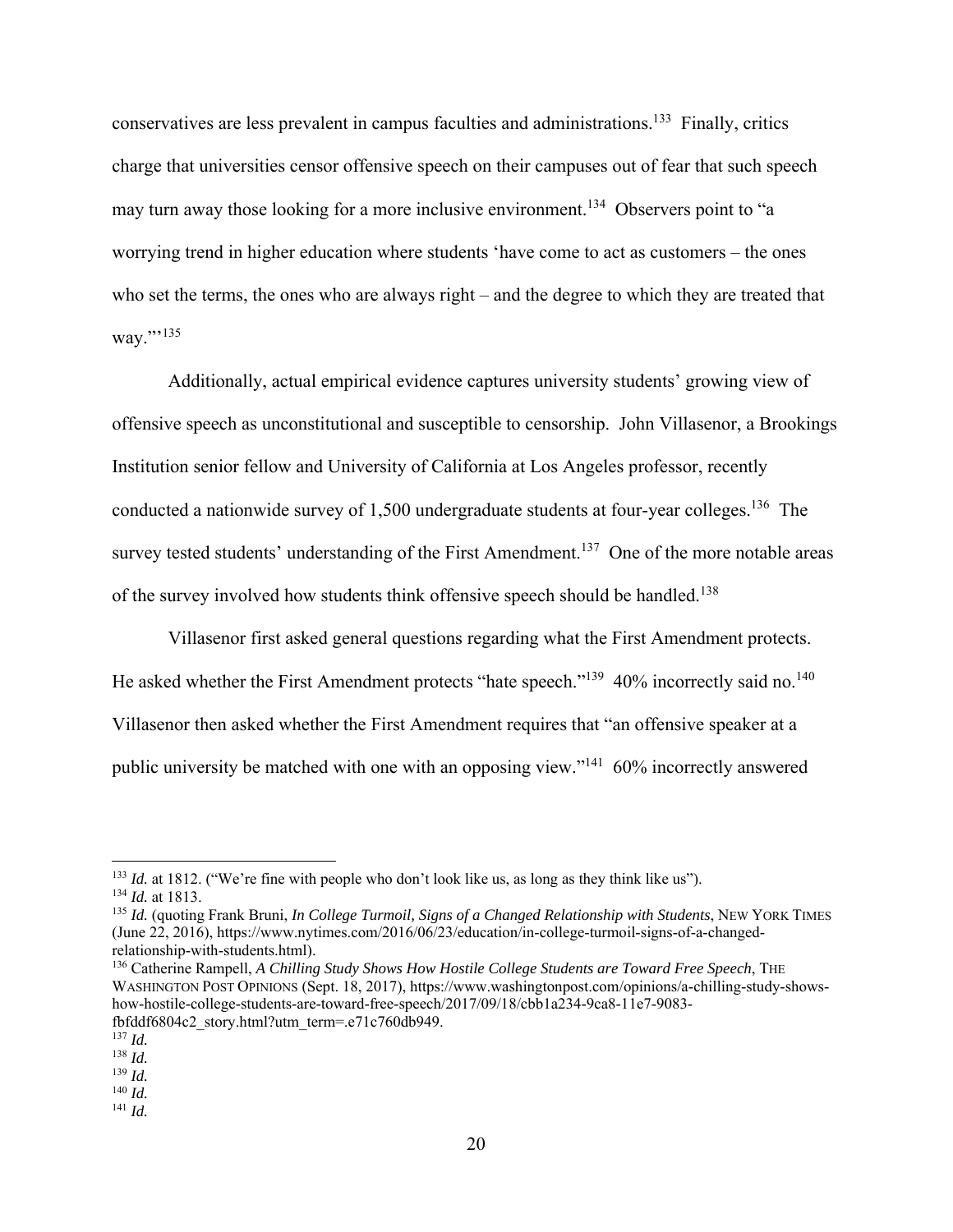conservatives are less prevalent in campus faculties and administrations.[133] Finally, critics charge that universities censor offensive speech on their campuses out of fear that such speech may turn away those looking for a more inclusive environment.[134] Observers point to "a worrying trend in higher education where students 'have come to act as customers – the ones who set the terms, the ones who are always right – and the degree to which they are treated that way.'"[135]

Additionally, actual empirical evidence captures university students' growing view of offensive speech as unconstitutional and susceptible to censorship. John Villasenor, a Brookings Institution senior fellow and University of California at Los Angeles professor, recently conducted a nationwide survey of 1,500 undergraduate students at four-year colleges.[136] The survey tested students' understanding of the First Amendment.[137] One of the more notable areas of the survey involved how students think offensive speech should be handled.[138]

Villasenor first asked general questions regarding what the First Amendment protects. He asked whether the First Amendment protects "hate speech."[139] 40% incorrectly said no.[140] Villasenor then asked whether the First Amendment requires that "an offensive speaker at a public university be matched with one with an opposing view."[141] 60% incorrectly answered

---

[133] *Id.* at 1812. ("We're fine with people who don't look like us, as long as they think like us").

[134] *Id.* at 1813.

[135] *Id.* (quoting Frank Bruni, *In College Turmoil, Signs of a Changed Relationship with Students*, NEW YORK TIMES (June 22, 2016), https://www.nytimes.com/2016/06/23/education/in-college-turmoil-signs-of-a-changed-relationship-with-students.html).

[136] Catherine Rampell, *A Chilling Study Shows How Hostile College Students are Toward Free Speech*, THE WASHINGTON POST OPINIONS (Sept. 18, 2017), https://www.washingtonpost.com/opinions/a-chilling-study-shows-how-hostile-college-students-are-toward-free-speech/2017/09/18/cbb1a234-9ca8-11e7-9083-fbfddf6804c2_story.html?utm_term=.e71c760db949.

[137] *Id.*

[138] *Id.*

[139] *Id.*

[140] *Id.*

[141] *Id.*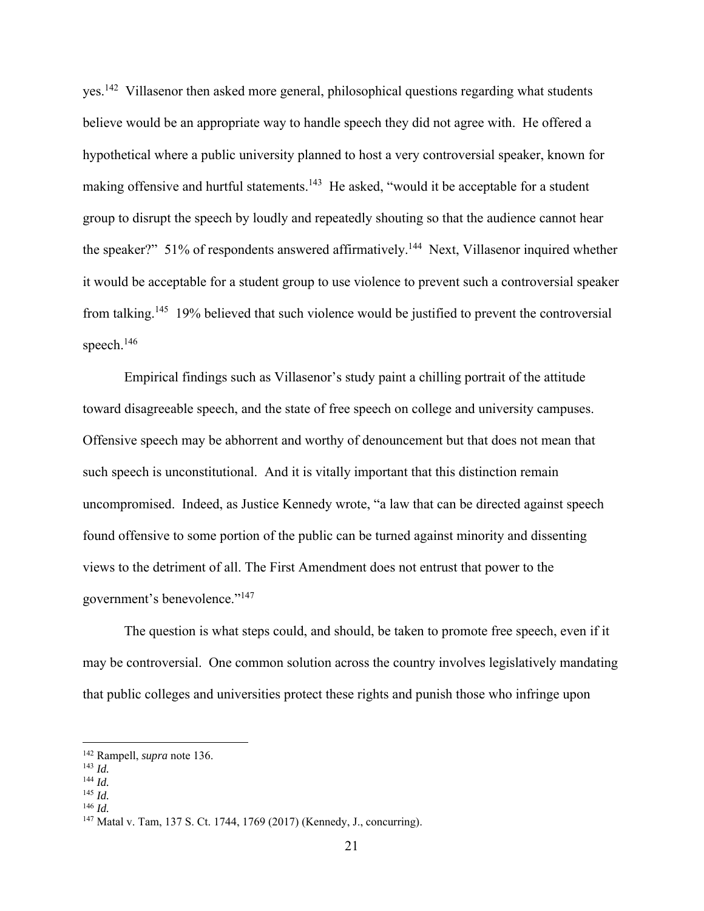yes.[142] Villasenor then asked more general, philosophical questions regarding what students believe would be an appropriate way to handle speech they did not agree with. He offered a hypothetical where a public university planned to host a very controversial speaker, known for making offensive and hurtful statements.[143] He asked, "would it be acceptable for a student group to disrupt the speech by loudly and repeatedly shouting so that the audience cannot hear the speaker?" 51% of respondents answered affirmatively.[144] Next, Villasenor inquired whether it would be acceptable for a student group to use violence to prevent such a controversial speaker from talking.[145] 19% believed that such violence would be justified to prevent the controversial speech.[146]

Empirical findings such as Villasenor's study paint a chilling portrait of the attitude toward disagreeable speech, and the state of free speech on college and university campuses. Offensive speech may be abhorrent and worthy of denouncement but that does not mean that such speech is unconstitutional. And it is vitally important that this distinction remain uncompromised. Indeed, as Justice Kennedy wrote, "a law that can be directed against speech found offensive to some portion of the public can be turned against minority and dissenting views to the detriment of all. The First Amendment does not entrust that power to the government's benevolence."[147]

The question is what steps could, and should, be taken to promote free speech, even if it may be controversial. One common solution across the country involves legislatively mandating that public colleges and universities protect these rights and punish those who infringe upon

---

[142] Rampell, *supra* note 136.
[143] *Id.*
[144] *Id.*
[145] *Id.*
[146] *Id.*
[147] Matal v. Tam, 137 S. Ct. 1744, 1769 (2017) (Kennedy, J., concurring).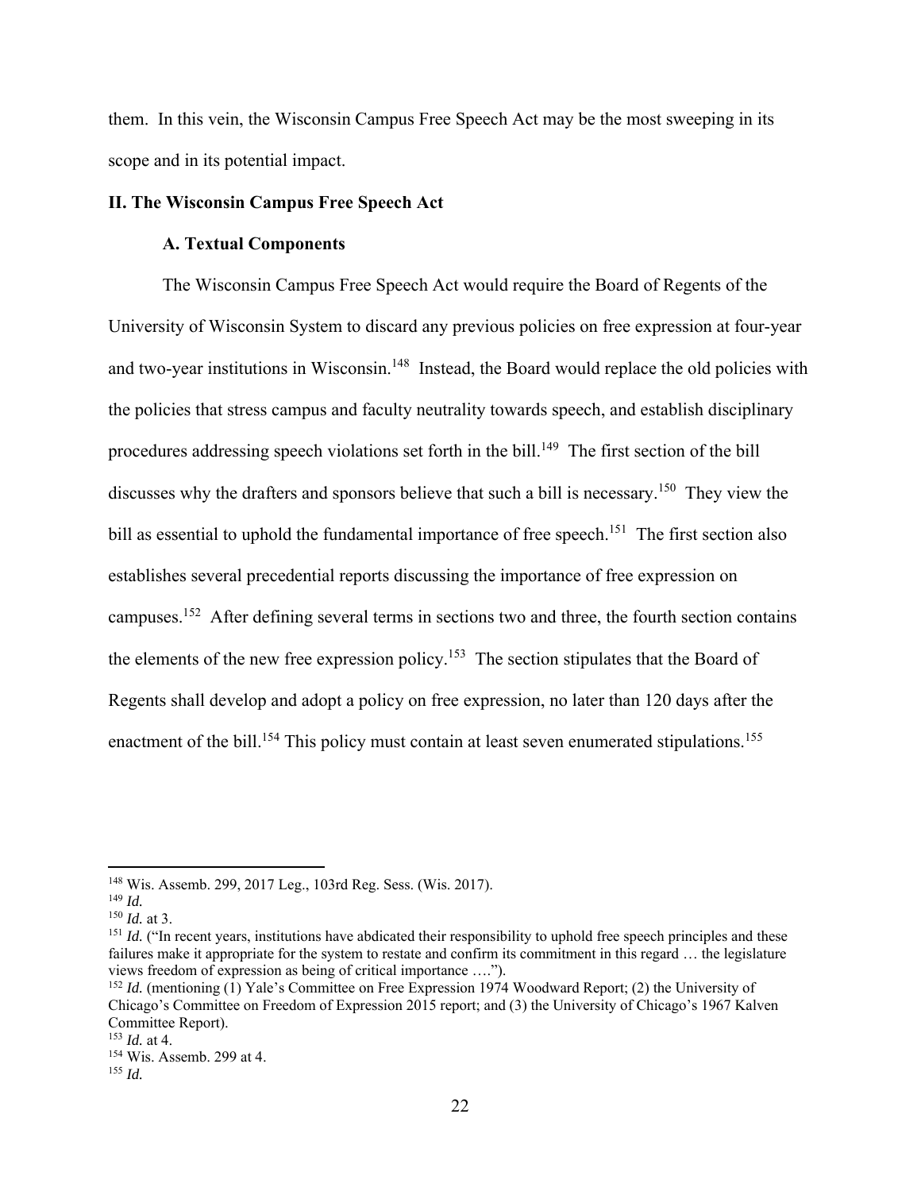them. In this vein, the Wisconsin Campus Free Speech Act may be the most sweeping in its scope and in its potential impact.

## II. The Wisconsin Campus Free Speech Act

### A. Textual Components

The Wisconsin Campus Free Speech Act would require the Board of Regents of the University of Wisconsin System to discard any previous policies on free expression at four-year and two-year institutions in Wisconsin.[148] Instead, the Board would replace the old policies with the policies that stress campus and faculty neutrality towards speech, and establish disciplinary procedures addressing speech violations set forth in the bill.[149] The first section of the bill discusses why the drafters and sponsors believe that such a bill is necessary.[150] They view the bill as essential to uphold the fundamental importance of free speech.[151] The first section also establishes several precedential reports discussing the importance of free expression on campuses.[152] After defining several terms in sections two and three, the fourth section contains the elements of the new free expression policy.[153] The section stipulates that the Board of Regents shall develop and adopt a policy on free expression, no later than 120 days after the enactment of the bill.[154] This policy must contain at least seven enumerated stipulations.[155]

---

[148] Wis. Assemb. 299, 2017 Leg., 103rd Reg. Sess. (Wis. 2017).

[149] *Id.*

[150] *Id.* at 3.

[151] *Id.* ("In recent years, institutions have abdicated their responsibility to uphold free speech principles and these failures make it appropriate for the system to restate and confirm its commitment in this regard … the legislature views freedom of expression as being of critical importance ….").

[152] *Id.* (mentioning (1) Yale's Committee on Free Expression 1974 Woodward Report; (2) the University of Chicago's Committee on Freedom of Expression 2015 report; and (3) the University of Chicago's 1967 Kalven Committee Report).

[153] *Id.* at 4.

[154] Wis. Assemb. 299 at 4.

[155] *Id.*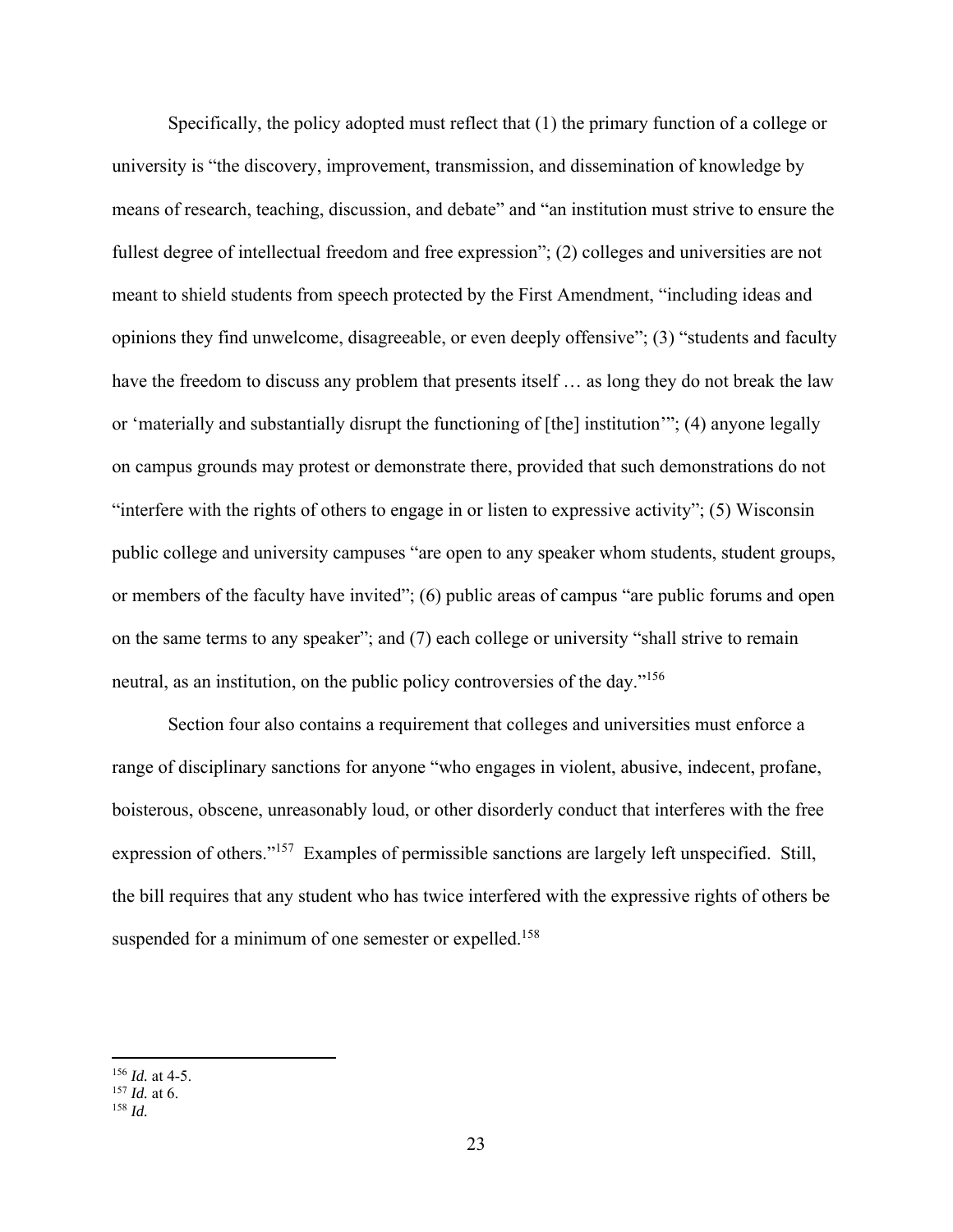Specifically, the policy adopted must reflect that (1) the primary function of a college or university is "the discovery, improvement, transmission, and dissemination of knowledge by means of research, teaching, discussion, and debate" and "an institution must strive to ensure the fullest degree of intellectual freedom and free expression"; (2) colleges and universities are not meant to shield students from speech protected by the First Amendment, "including ideas and opinions they find unwelcome, disagreeable, or even deeply offensive"; (3) "students and faculty have the freedom to discuss any problem that presents itself … as long they do not break the law or 'materially and substantially disrupt the functioning of [the] institution'"; (4) anyone legally on campus grounds may protest or demonstrate there, provided that such demonstrations do not "interfere with the rights of others to engage in or listen to expressive activity"; (5) Wisconsin public college and university campuses "are open to any speaker whom students, student groups, or members of the faculty have invited"; (6) public areas of campus "are public forums and open on the same terms to any speaker"; and (7) each college or university "shall strive to remain neutral, as an institution, on the public policy controversies of the day."[156]

Section four also contains a requirement that colleges and universities must enforce a range of disciplinary sanctions for anyone "who engages in violent, abusive, indecent, profane, boisterous, obscene, unreasonably loud, or other disorderly conduct that interferes with the free expression of others."[157] Examples of permissible sanctions are largely left unspecified. Still, the bill requires that any student who has twice interfered with the expressive rights of others be suspended for a minimum of one semester or expelled.[158]

---

[156] *Id.* at 4-5.
[157] *Id.* at 6.
[158] *Id.*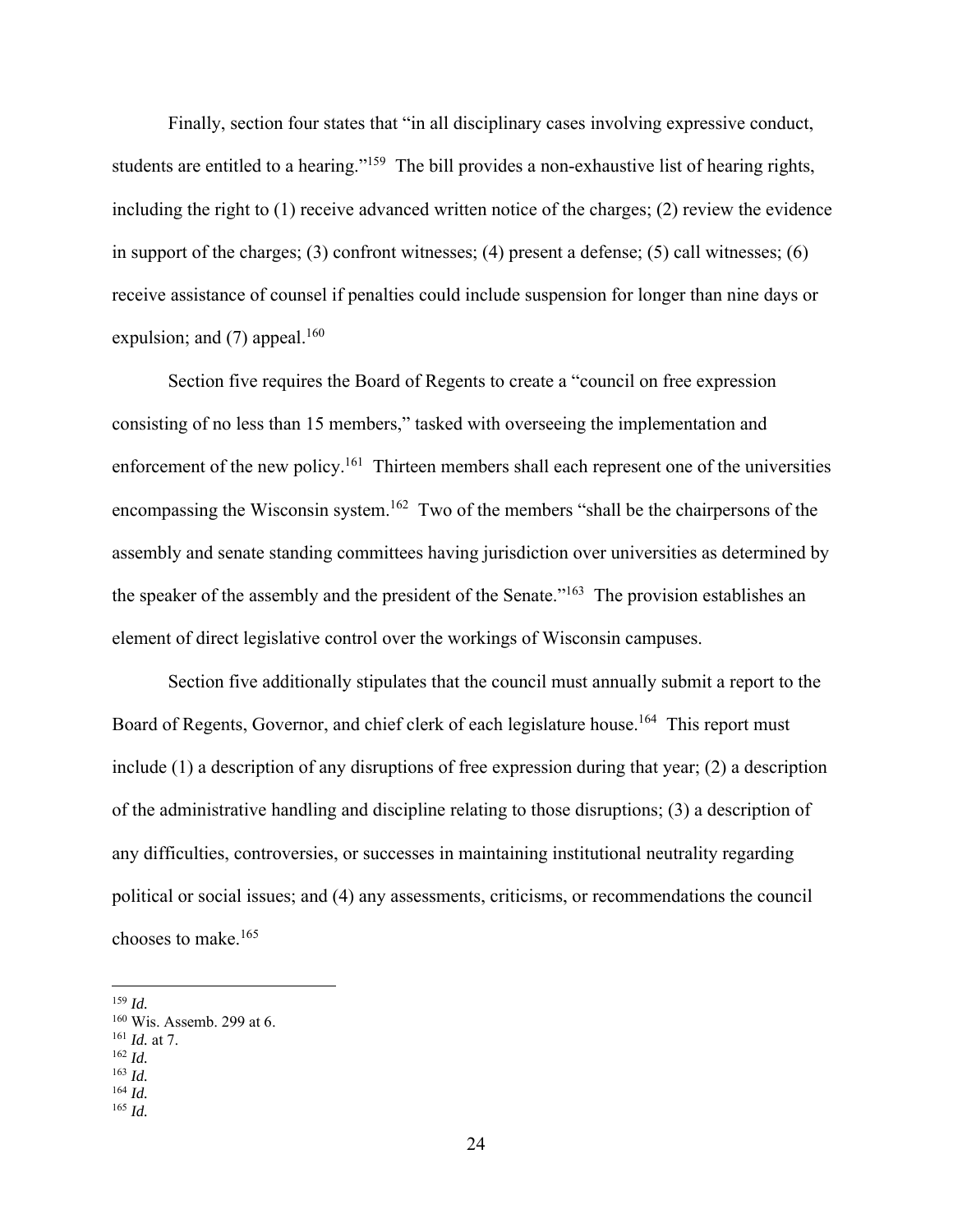Finally, section four states that "in all disciplinary cases involving expressive conduct, students are entitled to a hearing."[159] The bill provides a non-exhaustive list of hearing rights, including the right to (1) receive advanced written notice of the charges; (2) review the evidence in support of the charges; (3) confront witnesses; (4) present a defense; (5) call witnesses; (6) receive assistance of counsel if penalties could include suspension for longer than nine days or expulsion; and (7) appeal.[160]

Section five requires the Board of Regents to create a "council on free expression consisting of no less than 15 members," tasked with overseeing the implementation and enforcement of the new policy.[161] Thirteen members shall each represent one of the universities encompassing the Wisconsin system.[162] Two of the members "shall be the chairpersons of the assembly and senate standing committees having jurisdiction over universities as determined by the speaker of the assembly and the president of the Senate."[163] The provision establishes an element of direct legislative control over the workings of Wisconsin campuses.

Section five additionally stipulates that the council must annually submit a report to the Board of Regents, Governor, and chief clerk of each legislature house.[164] This report must include (1) a description of any disruptions of free expression during that year; (2) a description of the administrative handling and discipline relating to those disruptions; (3) a description of any difficulties, controversies, or successes in maintaining institutional neutrality regarding political or social issues; and (4) any assessments, criticisms, or recommendations the council chooses to make.[165]

---

[159] *Id.*
[160] Wis. Assemb. 299 at 6.
[161] *Id.* at 7.
[162] *Id.*
[163] *Id.*
[164] *Id.*
[165] *Id.*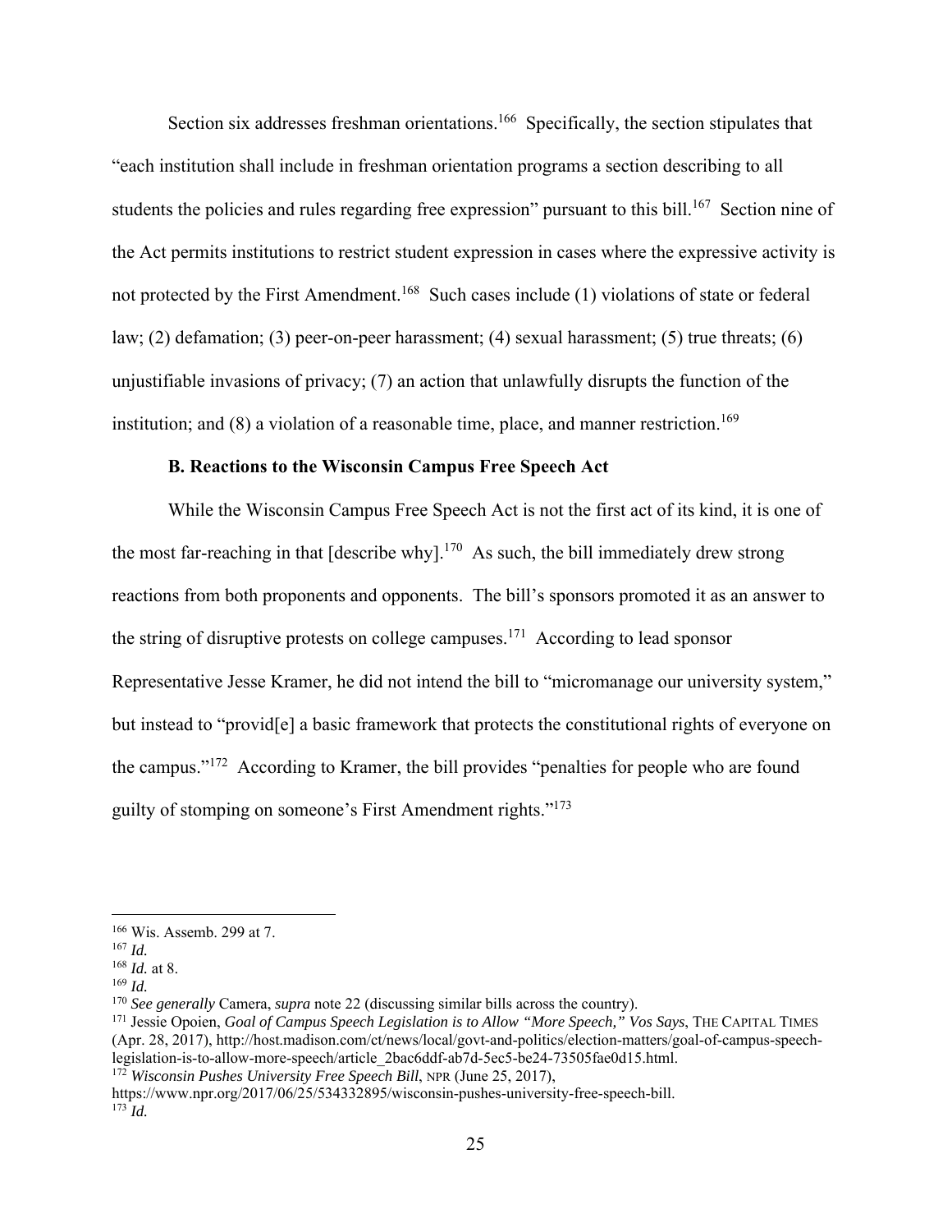Section six addresses freshman orientations.[166] Specifically, the section stipulates that "each institution shall include in freshman orientation programs a section describing to all students the policies and rules regarding free expression" pursuant to this bill.[167] Section nine of the Act permits institutions to restrict student expression in cases where the expressive activity is not protected by the First Amendment.[168] Such cases include (1) violations of state or federal law; (2) defamation; (3) peer-on-peer harassment; (4) sexual harassment; (5) true threats; (6) unjustifiable invasions of privacy; (7) an action that unlawfully disrupts the function of the institution; and (8) a violation of a reasonable time, place, and manner restriction.[169]

### B. Reactions to the Wisconsin Campus Free Speech Act

While the Wisconsin Campus Free Speech Act is not the first act of its kind, it is one of the most far-reaching in that [describe why].[170] As such, the bill immediately drew strong reactions from both proponents and opponents. The bill's sponsors promoted it as an answer to the string of disruptive protests on college campuses.[171] According to lead sponsor Representative Jesse Kramer, he did not intend the bill to "micromanage our university system," but instead to "provid[e] a basic framework that protects the constitutional rights of everyone on the campus."[172] According to Kramer, the bill provides "penalties for people who are found guilty of stomping on someone's First Amendment rights."[173]

---

[166] Wis. Assemb. 299 at 7.
[167] *Id.*
[168] *Id.* at 8.
[169] *Id.*
[170] *See generally* Camera, *supra* note 22 (discussing similar bills across the country).
[171] Jessie Opoien, *Goal of Campus Speech Legislation is to Allow "More Speech," Vos Says*, THE CAPITAL TIMES (Apr. 28, 2017), http://host.madison.com/ct/news/local/govt-and-politics/election-matters/goal-of-campus-speech-legislation-is-to-allow-more-speech/article_2bac6ddf-ab7d-5ec5-be24-73505fae0d15.html.
[172] *Wisconsin Pushes University Free Speech Bill*, NPR (June 25, 2017), https://www.npr.org/2017/06/25/534332895/wisconsin-pushes-university-free-speech-bill.
[173] *Id.*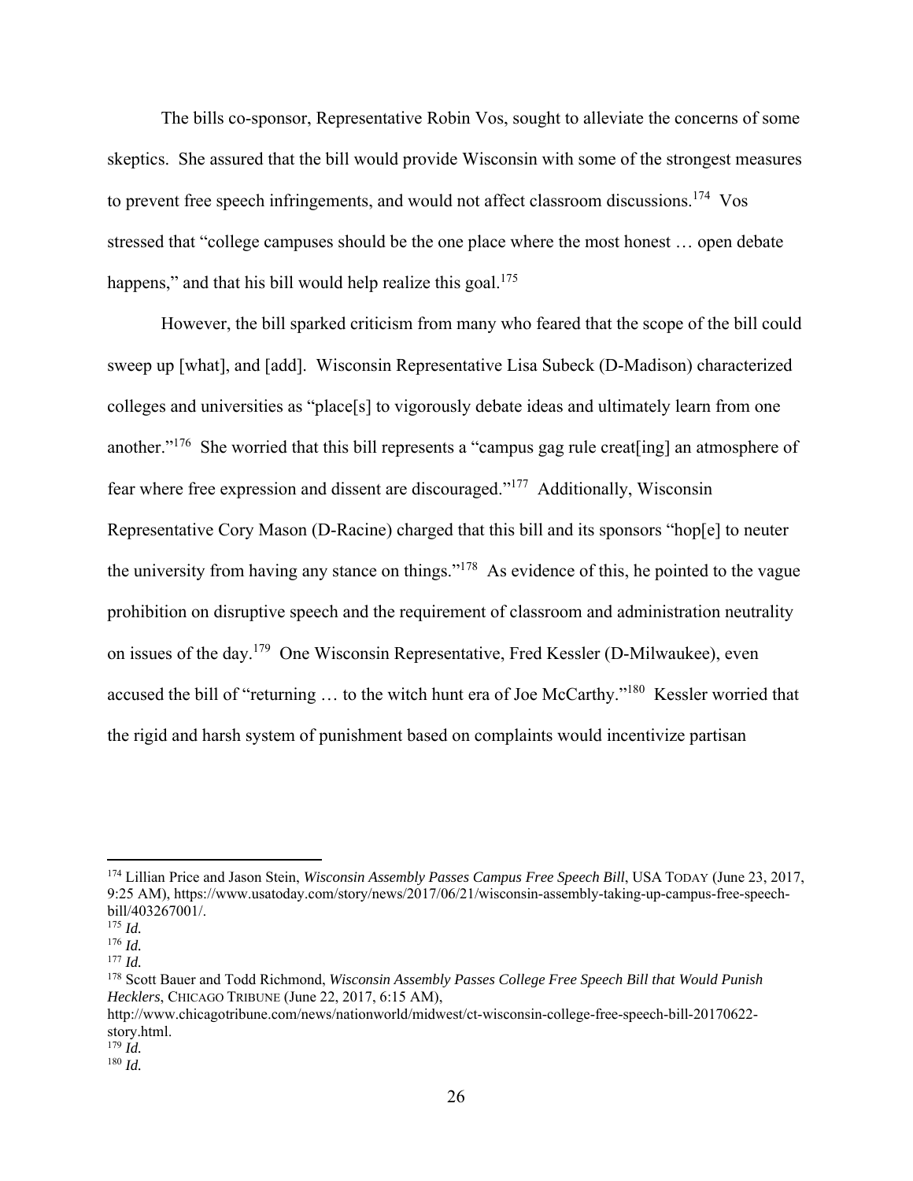The bills co-sponsor, Representative Robin Vos, sought to alleviate the concerns of some skeptics. She assured that the bill would provide Wisconsin with some of the strongest measures to prevent free speech infringements, and would not affect classroom discussions.[174] Vos stressed that "college campuses should be the one place where the most honest … open debate happens," and that his bill would help realize this goal.[175]

However, the bill sparked criticism from many who feared that the scope of the bill could sweep up [what], and [add]. Wisconsin Representative Lisa Subeck (D-Madison) characterized colleges and universities as "place[s] to vigorously debate ideas and ultimately learn from one another."[176] She worried that this bill represents a "campus gag rule creat[ing] an atmosphere of fear where free expression and dissent are discouraged."[177] Additionally, Wisconsin Representative Cory Mason (D-Racine) charged that this bill and its sponsors "hop[e] to neuter the university from having any stance on things."[178] As evidence of this, he pointed to the vague prohibition on disruptive speech and the requirement of classroom and administration neutrality on issues of the day.[179] One Wisconsin Representative, Fred Kessler (D-Milwaukee), even accused the bill of "returning … to the witch hunt era of Joe McCarthy."[180] Kessler worried that the rigid and harsh system of punishment based on complaints would incentivize partisan

---

[174] Lillian Price and Jason Stein, *Wisconsin Assembly Passes Campus Free Speech Bill*, USA TODAY (June 23, 2017, 9:25 AM), https://www.usatoday.com/story/news/2017/06/21/wisconsin-assembly-taking-up-campus-free-speech-bill/403267001/.

[175] *Id.*

[176] *Id.*

[177] *Id.*

[178] Scott Bauer and Todd Richmond, *Wisconsin Assembly Passes College Free Speech Bill that Would Punish Hecklers*, CHICAGO TRIBUNE (June 22, 2017, 6:15 AM), http://www.chicagotribune.com/news/nationworld/midwest/ct-wisconsin-college-free-speech-bill-20170622-story.html.

[179] *Id.*

[180] *Id.*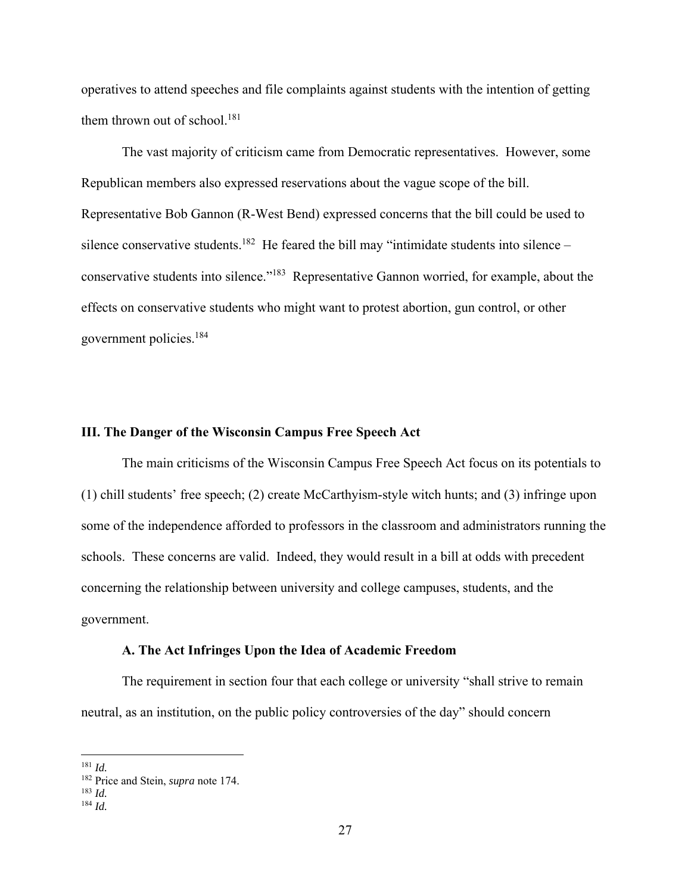operatives to attend speeches and file complaints against students with the intention of getting them thrown out of school.[181]

The vast majority of criticism came from Democratic representatives. However, some Republican members also expressed reservations about the vague scope of the bill. Representative Bob Gannon (R-West Bend) expressed concerns that the bill could be used to silence conservative students.[182] He feared the bill may "intimidate students into silence – conservative students into silence."[183] Representative Gannon worried, for example, about the effects on conservative students who might want to protest abortion, gun control, or other government policies.[184]

## III. The Danger of the Wisconsin Campus Free Speech Act

The main criticisms of the Wisconsin Campus Free Speech Act focus on its potentials to (1) chill students' free speech; (2) create McCarthyism-style witch hunts; and (3) infringe upon some of the independence afforded to professors in the classroom and administrators running the schools. These concerns are valid. Indeed, they would result in a bill at odds with precedent concerning the relationship between university and college campuses, students, and the government.

### A. The Act Infringes Upon the Idea of Academic Freedom

The requirement in section four that each college or university "shall strive to remain neutral, as an institution, on the public policy controversies of the day" should concern

---

[181] *Id.*
[182] Price and Stein, *supra* note 174.
[183] *Id.*
[184] *Id.*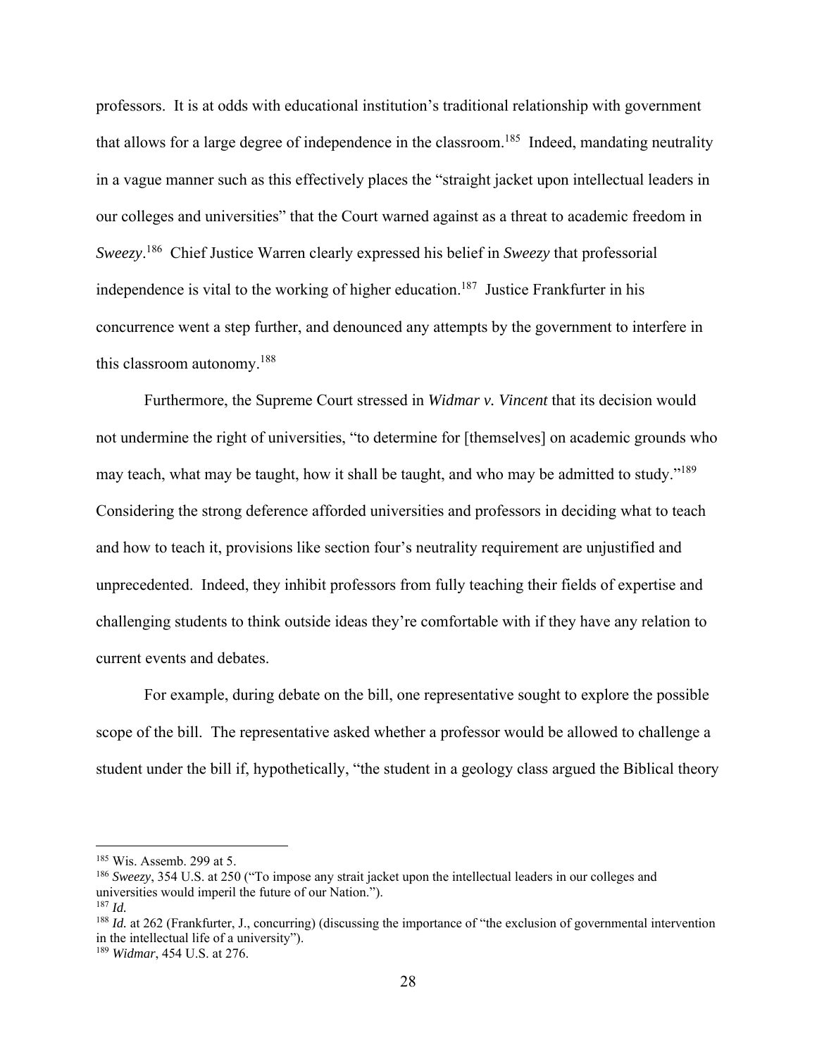professors. It is at odds with educational institution's traditional relationship with government that allows for a large degree of independence in the classroom.[185] Indeed, mandating neutrality in a vague manner such as this effectively places the "straight jacket upon intellectual leaders in our colleges and universities" that the Court warned against as a threat to academic freedom in *Sweezy*.[186] Chief Justice Warren clearly expressed his belief in *Sweezy* that professorial independence is vital to the working of higher education.[187] Justice Frankfurter in his concurrence went a step further, and denounced any attempts by the government to interfere in this classroom autonomy.[188]

Furthermore, the Supreme Court stressed in *Widmar v. Vincent* that its decision would not undermine the right of universities, "to determine for [themselves] on academic grounds who may teach, what may be taught, how it shall be taught, and who may be admitted to study."[189] Considering the strong deference afforded universities and professors in deciding what to teach and how to teach it, provisions like section four's neutrality requirement are unjustified and unprecedented. Indeed, they inhibit professors from fully teaching their fields of expertise and challenging students to think outside ideas they're comfortable with if they have any relation to current events and debates.

For example, during debate on the bill, one representative sought to explore the possible scope of the bill. The representative asked whether a professor would be allowed to challenge a student under the bill if, hypothetically, "the student in a geology class argued the Biblical theory

---

[185] Wis. Assemb. 299 at 5.

[186] *Sweezy*, 354 U.S. at 250 ("To impose any strait jacket upon the intellectual leaders in our colleges and universities would imperil the future of our Nation.").

[187] *Id.*

[188] *Id.* at 262 (Frankfurter, J., concurring) (discussing the importance of "the exclusion of governmental intervention in the intellectual life of a university").

[189] *Widmar*, 454 U.S. at 276.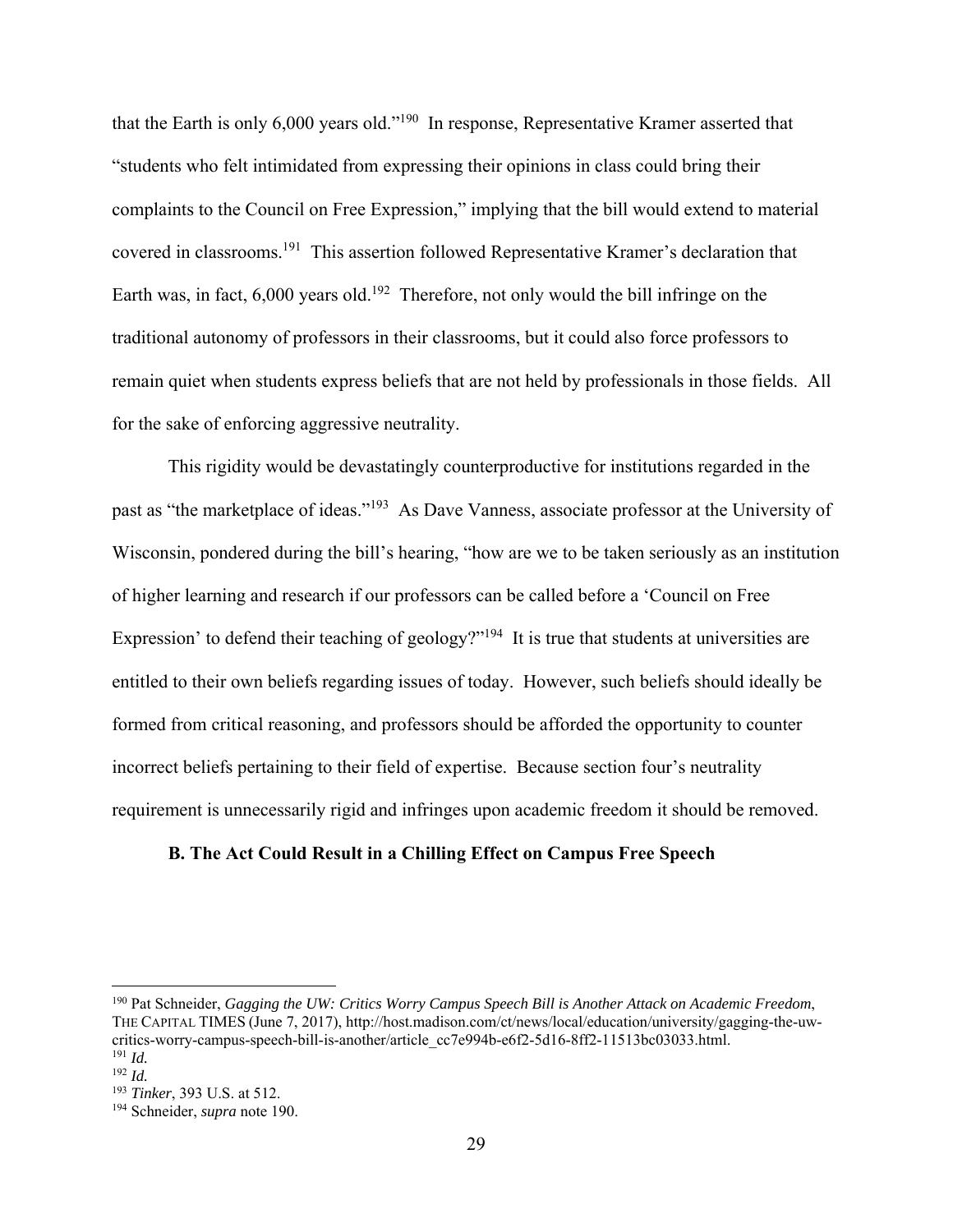that the Earth is only 6,000 years old."[190] In response, Representative Kramer asserted that "students who felt intimidated from expressing their opinions in class could bring their complaints to the Council on Free Expression," implying that the bill would extend to material covered in classrooms.[191] This assertion followed Representative Kramer's declaration that Earth was, in fact, 6,000 years old.[192] Therefore, not only would the bill infringe on the traditional autonomy of professors in their classrooms, but it could also force professors to remain quiet when students express beliefs that are not held by professionals in those fields. All for the sake of enforcing aggressive neutrality.

This rigidity would be devastatingly counterproductive for institutions regarded in the past as "the marketplace of ideas."[193] As Dave Vanness, associate professor at the University of Wisconsin, pondered during the bill's hearing, "how are we to be taken seriously as an institution of higher learning and research if our professors can be called before a 'Council on Free Expression' to defend their teaching of geology?"[194] It is true that students at universities are entitled to their own beliefs regarding issues of today. However, such beliefs should ideally be formed from critical reasoning, and professors should be afforded the opportunity to counter incorrect beliefs pertaining to their field of expertise. Because section four's neutrality requirement is unnecessarily rigid and infringes upon academic freedom it should be removed.

### B. The Act Could Result in a Chilling Effect on Campus Free Speech

---

[190] Pat Schneider, *Gagging the UW: Critics Worry Campus Speech Bill is Another Attack on Academic Freedom*, THE CAPITAL TIMES (June 7, 2017), http://host.madison.com/ct/news/local/education/university/gagging-the-uw-critics-worry-campus-speech-bill-is-another/article_cc7e994b-e6f2-5d16-8ff2-11513bc03033.html.

[191] *Id.*

[192] *Id.*

[193] *Tinker*, 393 U.S. at 512.

[194] Schneider, *supra* note 190.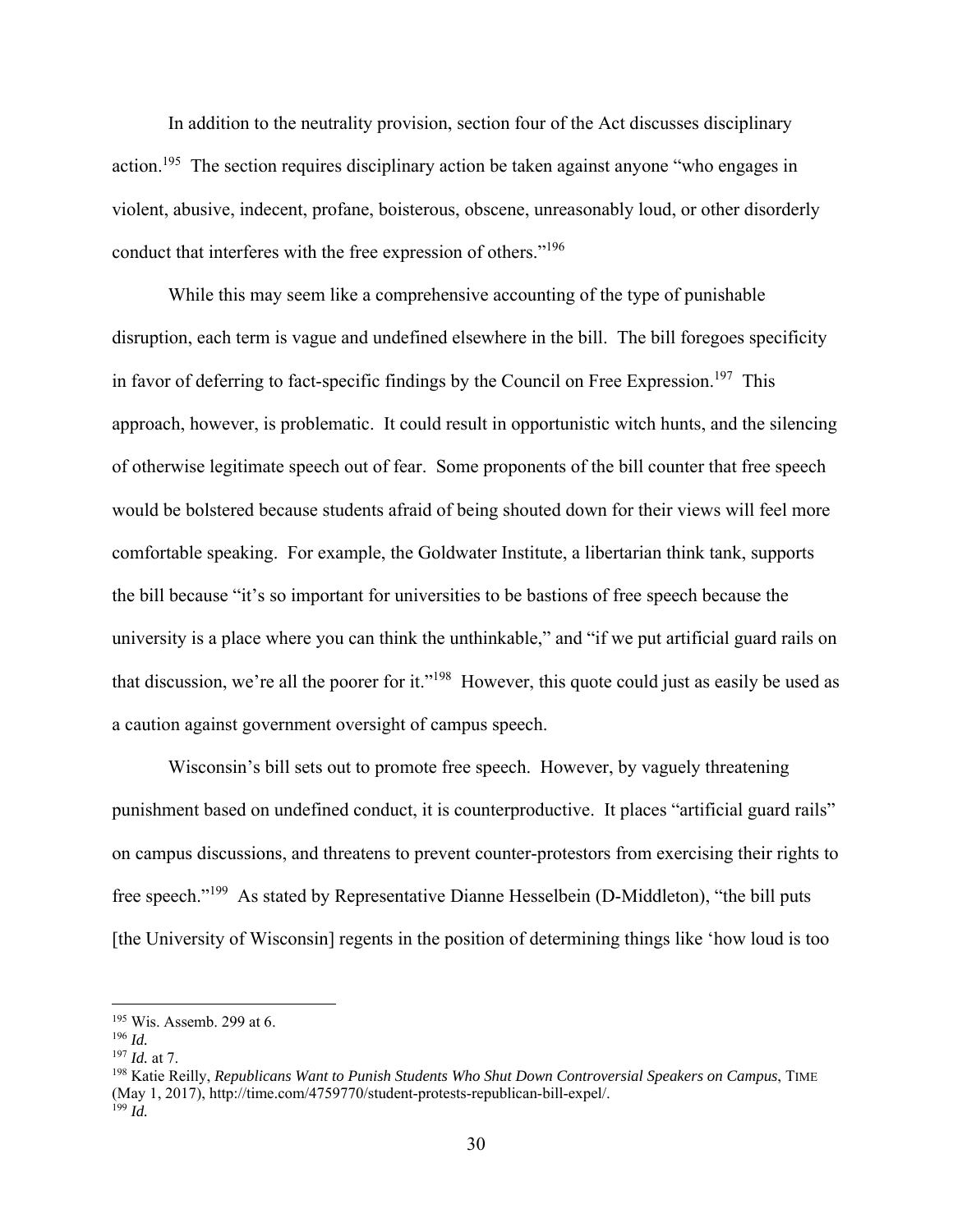In addition to the neutrality provision, section four of the Act discusses disciplinary action.[195] The section requires disciplinary action be taken against anyone "who engages in violent, abusive, indecent, profane, boisterous, obscene, unreasonably loud, or other disorderly conduct that interferes with the free expression of others."[196]

While this may seem like a comprehensive accounting of the type of punishable disruption, each term is vague and undefined elsewhere in the bill. The bill foregoes specificity in favor of deferring to fact-specific findings by the Council on Free Expression.[197] This approach, however, is problematic. It could result in opportunistic witch hunts, and the silencing of otherwise legitimate speech out of fear. Some proponents of the bill counter that free speech would be bolstered because students afraid of being shouted down for their views will feel more comfortable speaking. For example, the Goldwater Institute, a libertarian think tank, supports the bill because "it's so important for universities to be bastions of free speech because the university is a place where you can think the unthinkable," and "if we put artificial guard rails on that discussion, we're all the poorer for it."[198] However, this quote could just as easily be used as a caution against government oversight of campus speech.

Wisconsin's bill sets out to promote free speech. However, by vaguely threatening punishment based on undefined conduct, it is counterproductive. It places "artificial guard rails" on campus discussions, and threatens to prevent counter-protestors from exercising their rights to free speech."[199] As stated by Representative Dianne Hesselbein (D-Middleton), "the bill puts [the University of Wisconsin] regents in the position of determining things like 'how loud is too

---

[195] Wis. Assemb. 299 at 6.

[196] *Id.*

[197] *Id.* at 7.

[198] Katie Reilly, *Republicans Want to Punish Students Who Shut Down Controversial Speakers on Campus*, TIME (May 1, 2017), http://time.com/4759770/student-protests-republican-bill-expel/.

[199] *Id.*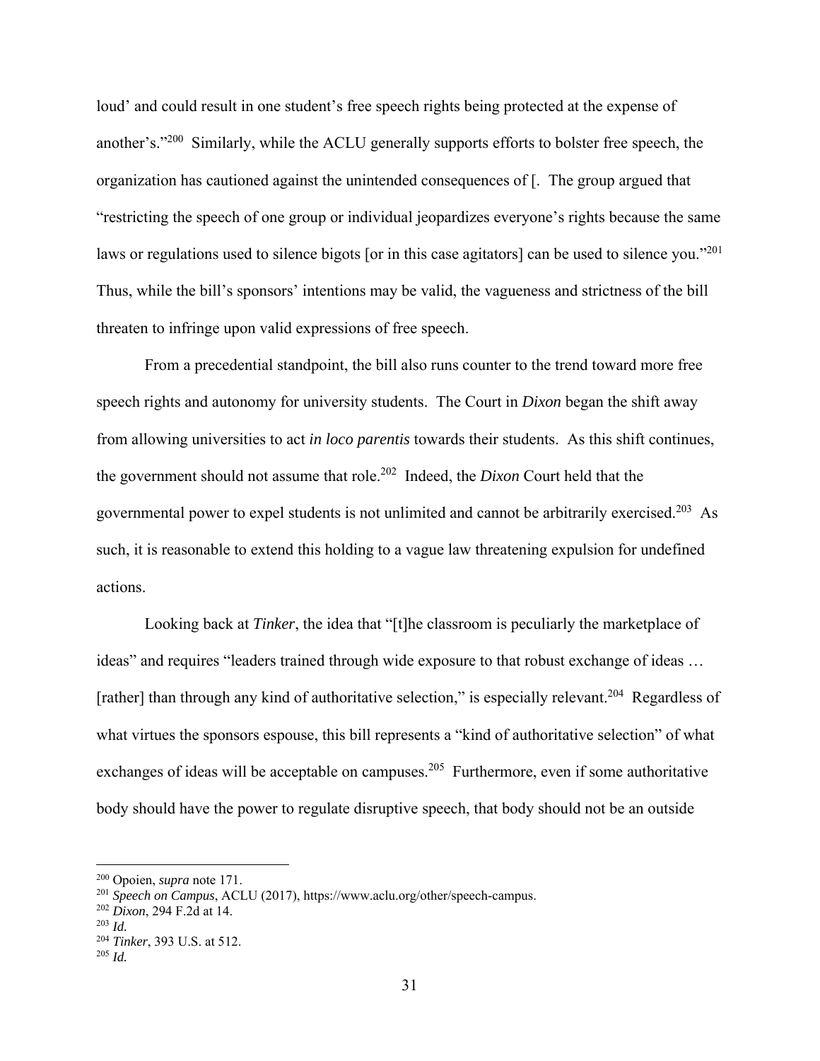loud' and could result in one student's free speech rights being protected at the expense of another's."[200] Similarly, while the ACLU generally supports efforts to bolster free speech, the organization has cautioned against the unintended consequences of [. The group argued that "restricting the speech of one group or individual jeopardizes everyone's rights because the same laws or regulations used to silence bigots [or in this case agitators] can be used to silence you."[201] Thus, while the bill's sponsors' intentions may be valid, the vagueness and strictness of the bill threaten to infringe upon valid expressions of free speech.

From a precedential standpoint, the bill also runs counter to the trend toward more free speech rights and autonomy for university students. The Court in *Dixon* began the shift away from allowing universities to act *in loco parentis* towards their students. As this shift continues, the government should not assume that role.[202] Indeed, the *Dixon* Court held that the governmental power to expel students is not unlimited and cannot be arbitrarily exercised.[203] As such, it is reasonable to extend this holding to a vague law threatening expulsion for undefined actions.

Looking back at *Tinker*, the idea that "[t]he classroom is peculiarly the marketplace of ideas" and requires "leaders trained through wide exposure to that robust exchange of ideas … [rather] than through any kind of authoritative selection," is especially relevant.[204] Regardless of what virtues the sponsors espouse, this bill represents a "kind of authoritative selection" of what exchanges of ideas will be acceptable on campuses.[205] Furthermore, even if some authoritative body should have the power to regulate disruptive speech, that body should not be an outside

---

[200] Opoien, *supra* note 171.
[201] *Speech on Campus*, ACLU (2017), https://www.aclu.org/other/speech-campus.
[202] *Dixon*, 294 F.2d at 14.
[203] *Id.*
[204] *Tinker*, 393 U.S. at 512.
[205] *Id.*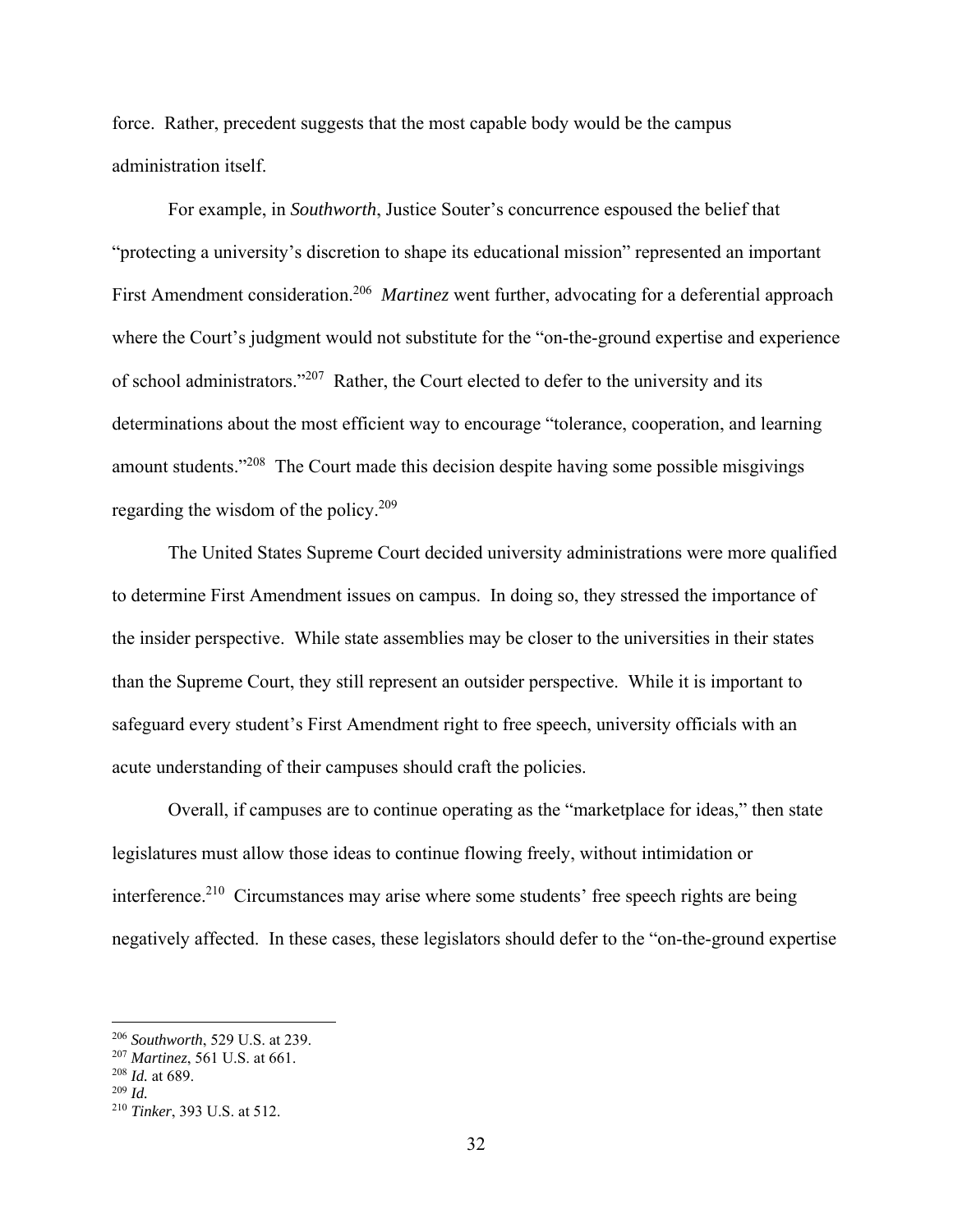force. Rather, precedent suggests that the most capable body would be the campus administration itself.

For example, in *Southworth*, Justice Souter's concurrence espoused the belief that "protecting a university's discretion to shape its educational mission" represented an important First Amendment consideration.[206] *Martinez* went further, advocating for a deferential approach where the Court's judgment would not substitute for the "on-the-ground expertise and experience of school administrators."[207] Rather, the Court elected to defer to the university and its determinations about the most efficient way to encourage "tolerance, cooperation, and learning amount students."[208] The Court made this decision despite having some possible misgivings regarding the wisdom of the policy.[209]

The United States Supreme Court decided university administrations were more qualified to determine First Amendment issues on campus. In doing so, they stressed the importance of the insider perspective. While state assemblies may be closer to the universities in their states than the Supreme Court, they still represent an outsider perspective. While it is important to safeguard every student's First Amendment right to free speech, university officials with an acute understanding of their campuses should craft the policies.

Overall, if campuses are to continue operating as the "marketplace for ideas," then state legislatures must allow those ideas to continue flowing freely, without intimidation or interference.[210] Circumstances may arise where some students' free speech rights are being negatively affected. In these cases, these legislators should defer to the "on-the-ground expertise

---

[206] *Southworth*, 529 U.S. at 239.
[207] *Martinez*, 561 U.S. at 661.
[208] *Id.* at 689.
[209] *Id.*
[210] *Tinker*, 393 U.S. at 512.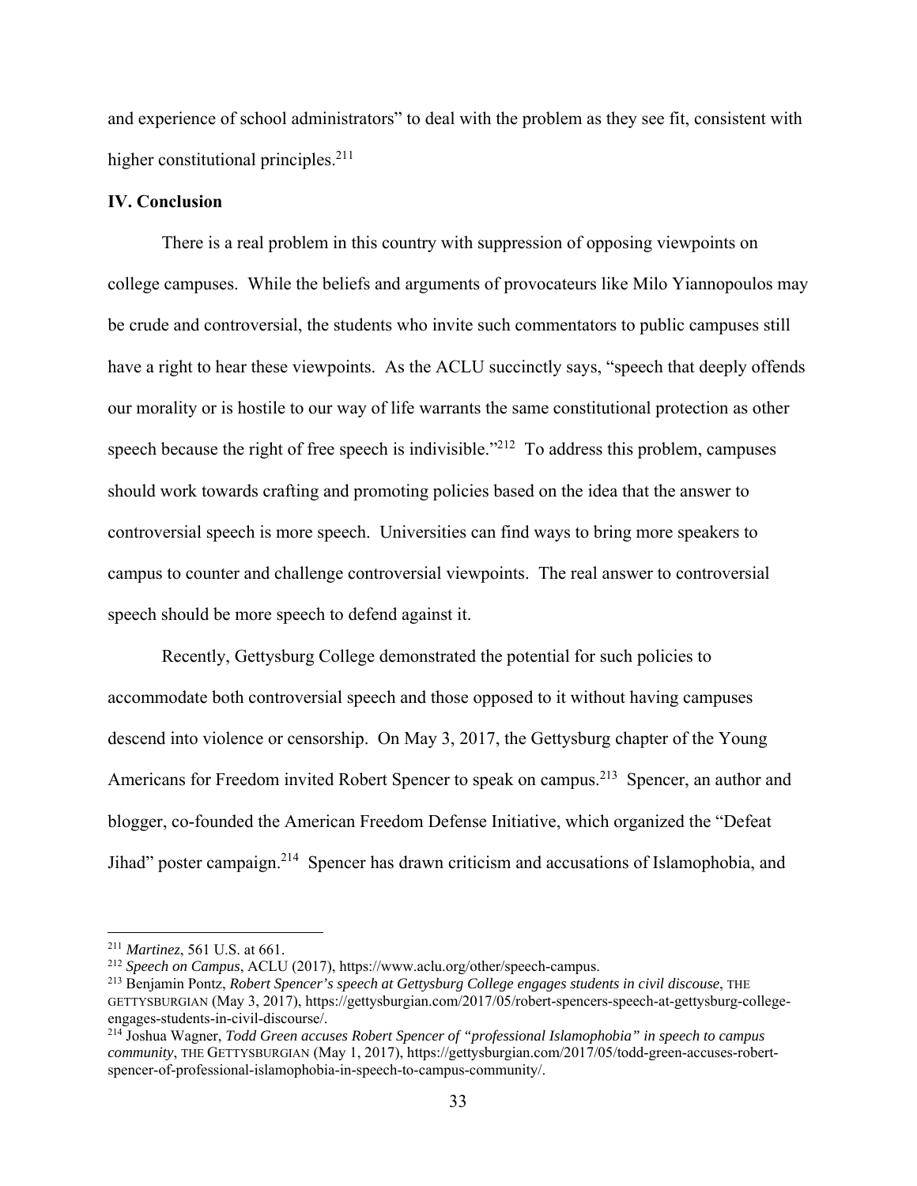and experience of school administrators" to deal with the problem as they see fit, consistent with higher constitutional principles.[211]

## IV. Conclusion

There is a real problem in this country with suppression of opposing viewpoints on college campuses. While the beliefs and arguments of provocateurs like Milo Yiannopoulos may be crude and controversial, the students who invite such commentators to public campuses still have a right to hear these viewpoints. As the ACLU succinctly says, "speech that deeply offends our morality or is hostile to our way of life warrants the same constitutional protection as other speech because the right of free speech is indivisible."[212] To address this problem, campuses should work towards crafting and promoting policies based on the idea that the answer to controversial speech is more speech. Universities can find ways to bring more speakers to campus to counter and challenge controversial viewpoints. The real answer to controversial speech should be more speech to defend against it.

Recently, Gettysburg College demonstrated the potential for such policies to accommodate both controversial speech and those opposed to it without having campuses descend into violence or censorship. On May 3, 2017, the Gettysburg chapter of the Young Americans for Freedom invited Robert Spencer to speak on campus.[213] Spencer, an author and blogger, co-founded the American Freedom Defense Initiative, which organized the "Defeat Jihad" poster campaign.[214] Spencer has drawn criticism and accusations of Islamophobia, and

---

[211] *Martinez*, 561 U.S. at 661.

[212] *Speech on Campus*, ACLU (2017), https://www.aclu.org/other/speech-campus.

[213] Benjamin Pontz, *Robert Spencer's speech at Gettysburg College engages students in civil discouse*, THE GETTYSBURGIAN (May 3, 2017), https://gettysburgian.com/2017/05/robert-spencers-speech-at-gettysburg-college-engages-students-in-civil-discourse/.

[214] Joshua Wagner, *Todd Green accuses Robert Spencer of "professional Islamophobia" in speech to campus community*, THE GETTYSBURGIAN (May 1, 2017), https://gettysburgian.com/2017/05/todd-green-accuses-robert-spencer-of-professional-islamophobia-in-speech-to-campus-community/.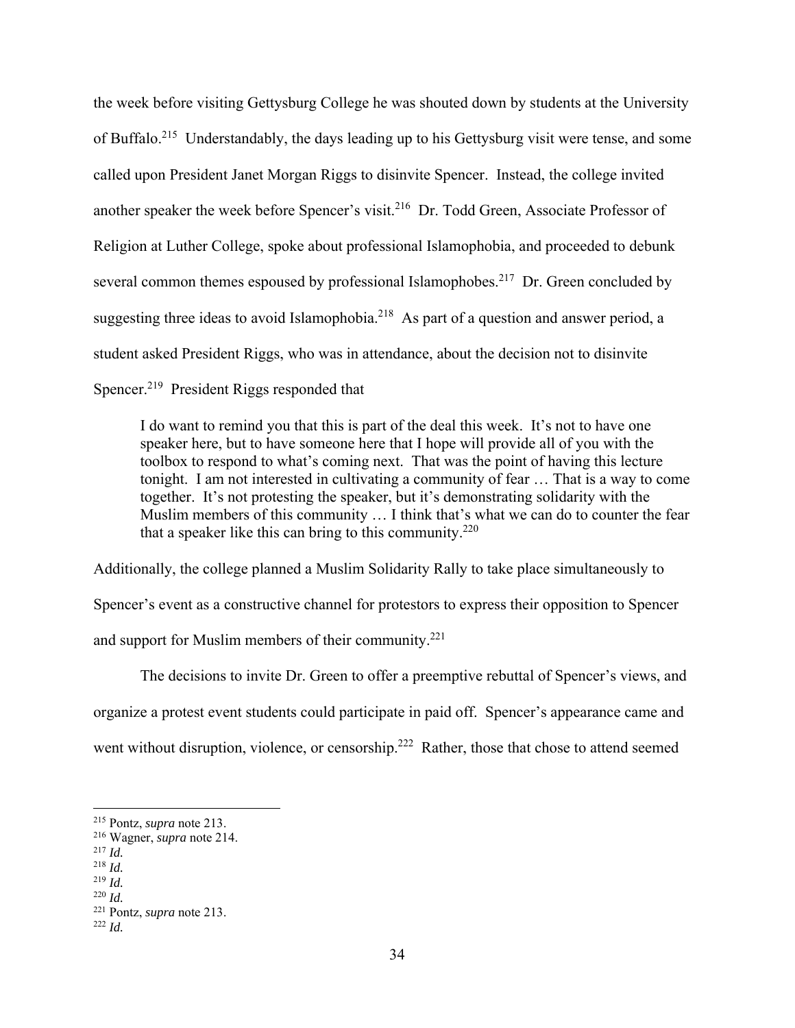the week before visiting Gettysburg College he was shouted down by students at the University of Buffalo.[215] Understandably, the days leading up to his Gettysburg visit were tense, and some called upon President Janet Morgan Riggs to disinvite Spencer. Instead, the college invited another speaker the week before Spencer's visit.[216] Dr. Todd Green, Associate Professor of Religion at Luther College, spoke about professional Islamophobia, and proceeded to debunk several common themes espoused by professional Islamophobes.[217] Dr. Green concluded by suggesting three ideas to avoid Islamophobia.[218] As part of a question and answer period, a student asked President Riggs, who was in attendance, about the decision not to disinvite Spencer.[219] President Riggs responded that

> I do want to remind you that this is part of the deal this week. It's not to have one speaker here, but to have someone here that I hope will provide all of you with the toolbox to respond to what's coming next. That was the point of having this lecture tonight. I am not interested in cultivating a community of fear … That is a way to come together. It's not protesting the speaker, but it's demonstrating solidarity with the Muslim members of this community … I think that's what we can do to counter the fear that a speaker like this can bring to this community.[220]

Additionally, the college planned a Muslim Solidarity Rally to take place simultaneously to Spencer's event as a constructive channel for protestors to express their opposition to Spencer and support for Muslim members of their community.[221]

The decisions to invite Dr. Green to offer a preemptive rebuttal of Spencer's views, and organize a protest event students could participate in paid off. Spencer's appearance came and went without disruption, violence, or censorship.[222] Rather, those that chose to attend seemed

---

[215] Pontz, *supra* note 213.
[216] Wagner, *supra* note 214.
[217] *Id.*
[218] *Id.*
[219] *Id.*
[220] *Id.*
[221] Pontz, *supra* note 213.
[222] *Id.*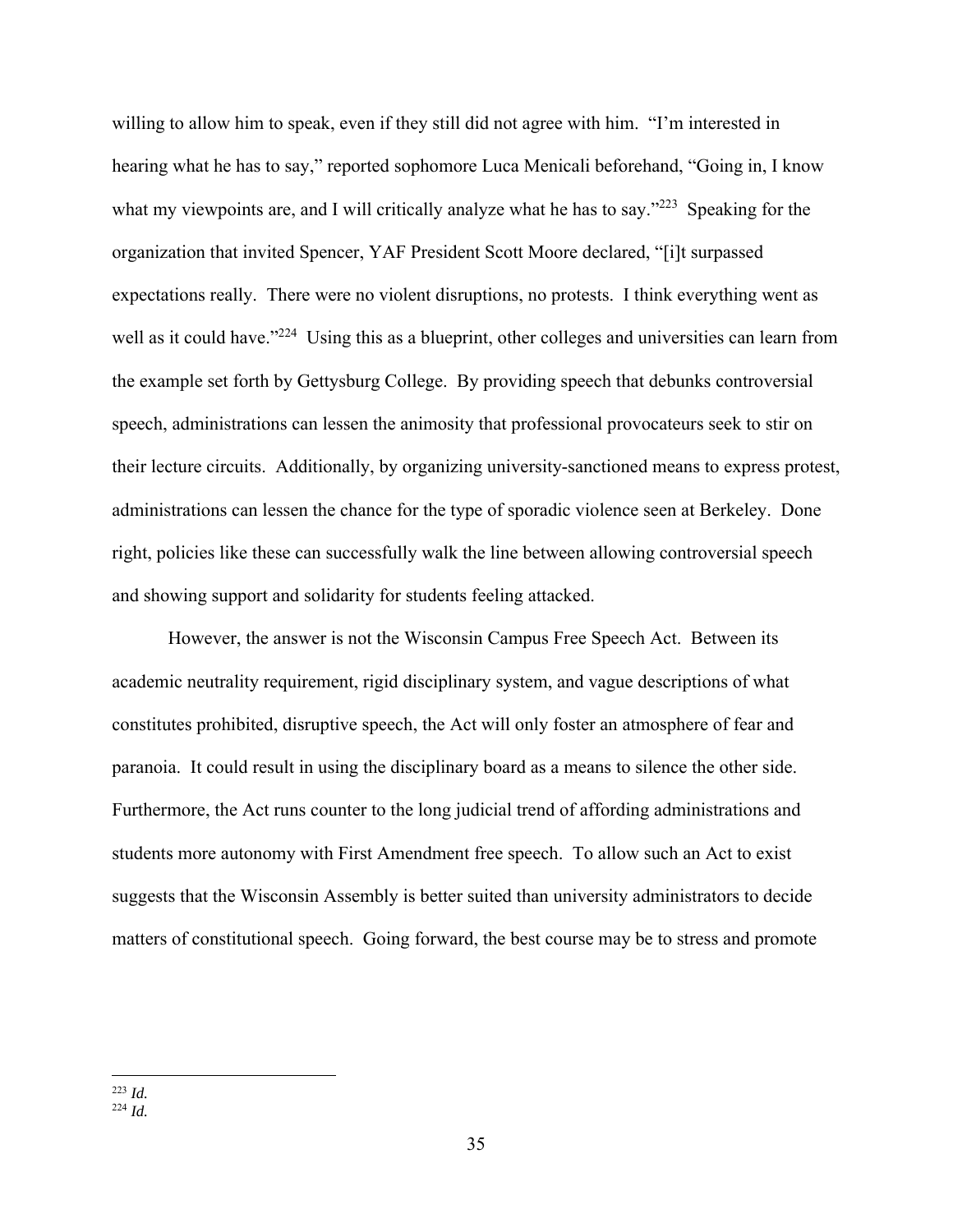willing to allow him to speak, even if they still did not agree with him. "I'm interested in hearing what he has to say," reported sophomore Luca Menicali beforehand, "Going in, I know what my viewpoints are, and I will critically analyze what he has to say."[223] Speaking for the organization that invited Spencer, YAF President Scott Moore declared, "[i]t surpassed expectations really. There were no violent disruptions, no protests. I think everything went as well as it could have."[224] Using this as a blueprint, other colleges and universities can learn from the example set forth by Gettysburg College. By providing speech that debunks controversial speech, administrations can lessen the animosity that professional provocateurs seek to stir on their lecture circuits. Additionally, by organizing university-sanctioned means to express protest, administrations can lessen the chance for the type of sporadic violence seen at Berkeley. Done right, policies like these can successfully walk the line between allowing controversial speech and showing support and solidarity for students feeling attacked.

However, the answer is not the Wisconsin Campus Free Speech Act. Between its academic neutrality requirement, rigid disciplinary system, and vague descriptions of what constitutes prohibited, disruptive speech, the Act will only foster an atmosphere of fear and paranoia. It could result in using the disciplinary board as a means to silence the other side. Furthermore, the Act runs counter to the long judicial trend of affording administrations and students more autonomy with First Amendment free speech. To allow such an Act to exist suggests that the Wisconsin Assembly is better suited than university administrators to decide matters of constitutional speech. Going forward, the best course may be to stress and promote

---

[223] *Id.*

[224] *Id.*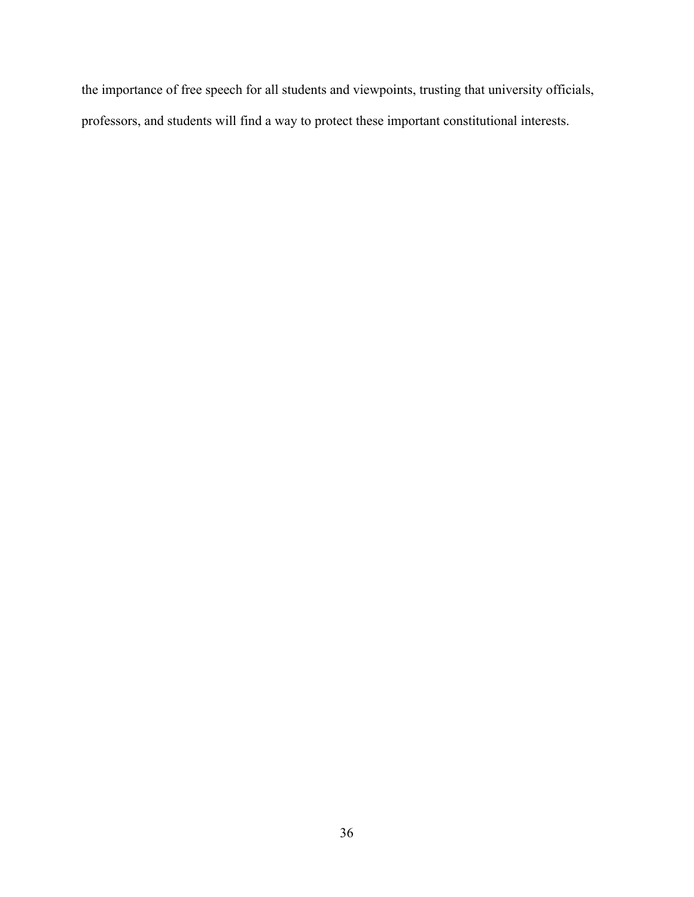the importance of free speech for all students and viewpoints, trusting that university officials, professors, and students will find a way to protect these important constitutional interests.